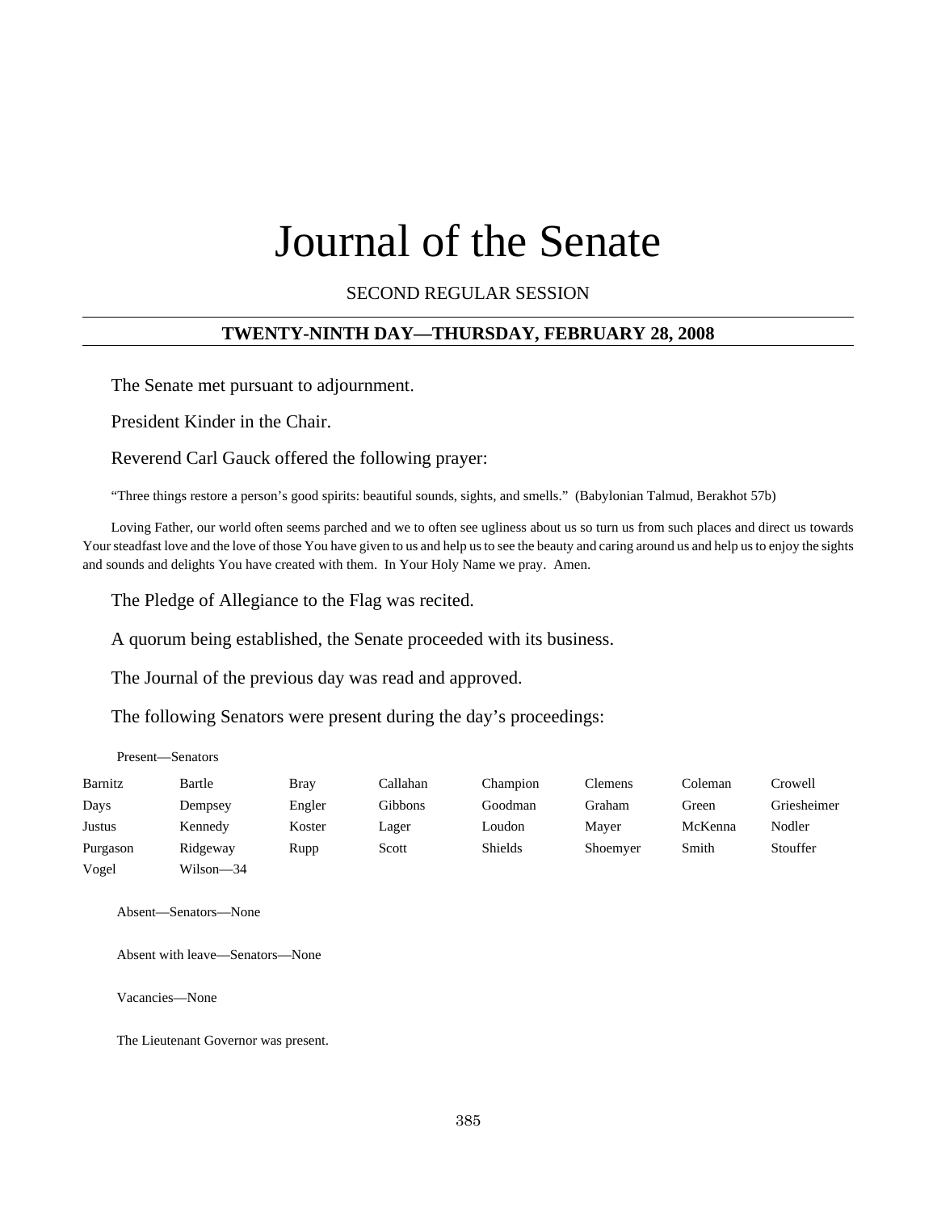# Journal of the Senate

SECOND REGULAR SESSION

## TWENTY-NINTH DAY—THURSDAY, FEBRUARY 28, 2008

The Senate met pursuant to adjournment.

President Kinder in the Chair.

Reverend Carl Gauck offered the following prayer:

"Three things restore a person's good spirits: beautiful sounds, sights, and smells." (Babylonian Talmud, Berakhot 57b)

Loving Father, our world often seems parched and we to often see ugliness about us so turn us from such places and direct us towards Your steadfast love and the love of those You have given to us and help us to see the beauty and caring around us and help us to enjoy the sights and sounds and delights You have created with them. In Your Holy Name we pray. Amen.

The Pledge of Allegiance to the Flag was recited.

A quorum being established, the Senate proceeded with its business.

The Journal of the previous day was read and approved.

The following Senators were present during the day's proceedings:

Present—Senators

| | | | | | | | |
|---|---|---|---|---|---|---|---|
| Barnitz | Bartle | Bray | Callahan | Champion | Clemens | Coleman | Crowell |
| Days | Dempsey | Engler | Gibbons | Goodman | Graham | Green | Griesheimer |
| Justus | Kennedy | Koster | Lager | Loudon | Mayer | McKenna | Nodler |
| Purgason | Ridgeway | Rupp | Scott | Shields | Shoemyer | Smith | Stouffer |
| Vogel | Wilson—34 | | | | | | |

Absent—Senators—None

Absent with leave—Senators—None

Vacancies—None

The Lieutenant Governor was present.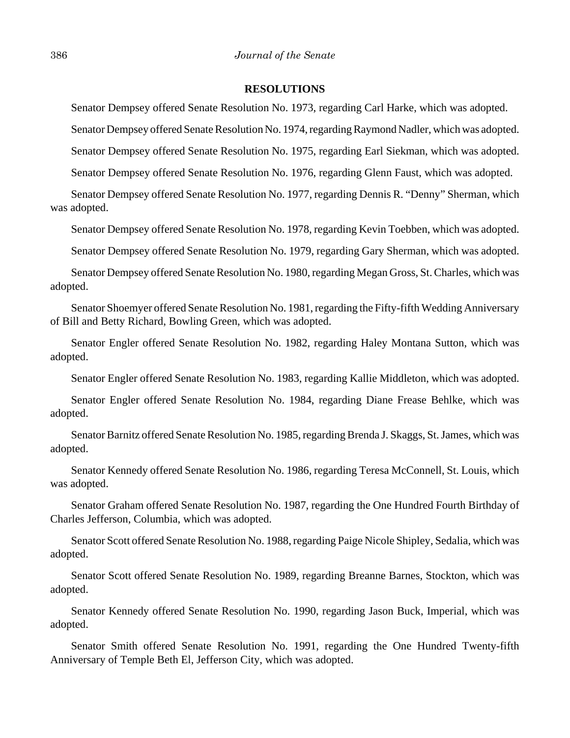## RESOLUTIONS

Senator Dempsey offered Senate Resolution No. 1973, regarding Carl Harke, which was adopted.

Senator Dempsey offered Senate Resolution No. 1974, regarding Raymond Nadler, which was adopted.

Senator Dempsey offered Senate Resolution No. 1975, regarding Earl Siekman, which was adopted.

Senator Dempsey offered Senate Resolution No. 1976, regarding Glenn Faust, which was adopted.

Senator Dempsey offered Senate Resolution No. 1977, regarding Dennis R. "Denny" Sherman, which was adopted.

Senator Dempsey offered Senate Resolution No. 1978, regarding Kevin Toebben, which was adopted.

Senator Dempsey offered Senate Resolution No. 1979, regarding Gary Sherman, which was adopted.

Senator Dempsey offered Senate Resolution No. 1980, regarding Megan Gross, St. Charles, which was adopted.

Senator Shoemyer offered Senate Resolution No. 1981, regarding the Fifty-fifth Wedding Anniversary of Bill and Betty Richard, Bowling Green, which was adopted.

Senator Engler offered Senate Resolution No. 1982, regarding Haley Montana Sutton, which was adopted.

Senator Engler offered Senate Resolution No. 1983, regarding Kallie Middleton, which was adopted.

Senator Engler offered Senate Resolution No. 1984, regarding Diane Frease Behlke, which was adopted.

Senator Barnitz offered Senate Resolution No. 1985, regarding Brenda J. Skaggs, St. James, which was adopted.

Senator Kennedy offered Senate Resolution No. 1986, regarding Teresa McConnell, St. Louis, which was adopted.

Senator Graham offered Senate Resolution No. 1987, regarding the One Hundred Fourth Birthday of Charles Jefferson, Columbia, which was adopted.

Senator Scott offered Senate Resolution No. 1988, regarding Paige Nicole Shipley, Sedalia, which was adopted.

Senator Scott offered Senate Resolution No. 1989, regarding Breanne Barnes, Stockton, which was adopted.

Senator Kennedy offered Senate Resolution No. 1990, regarding Jason Buck, Imperial, which was adopted.

Senator Smith offered Senate Resolution No. 1991, regarding the One Hundred Twenty-fifth Anniversary of Temple Beth El, Jefferson City, which was adopted.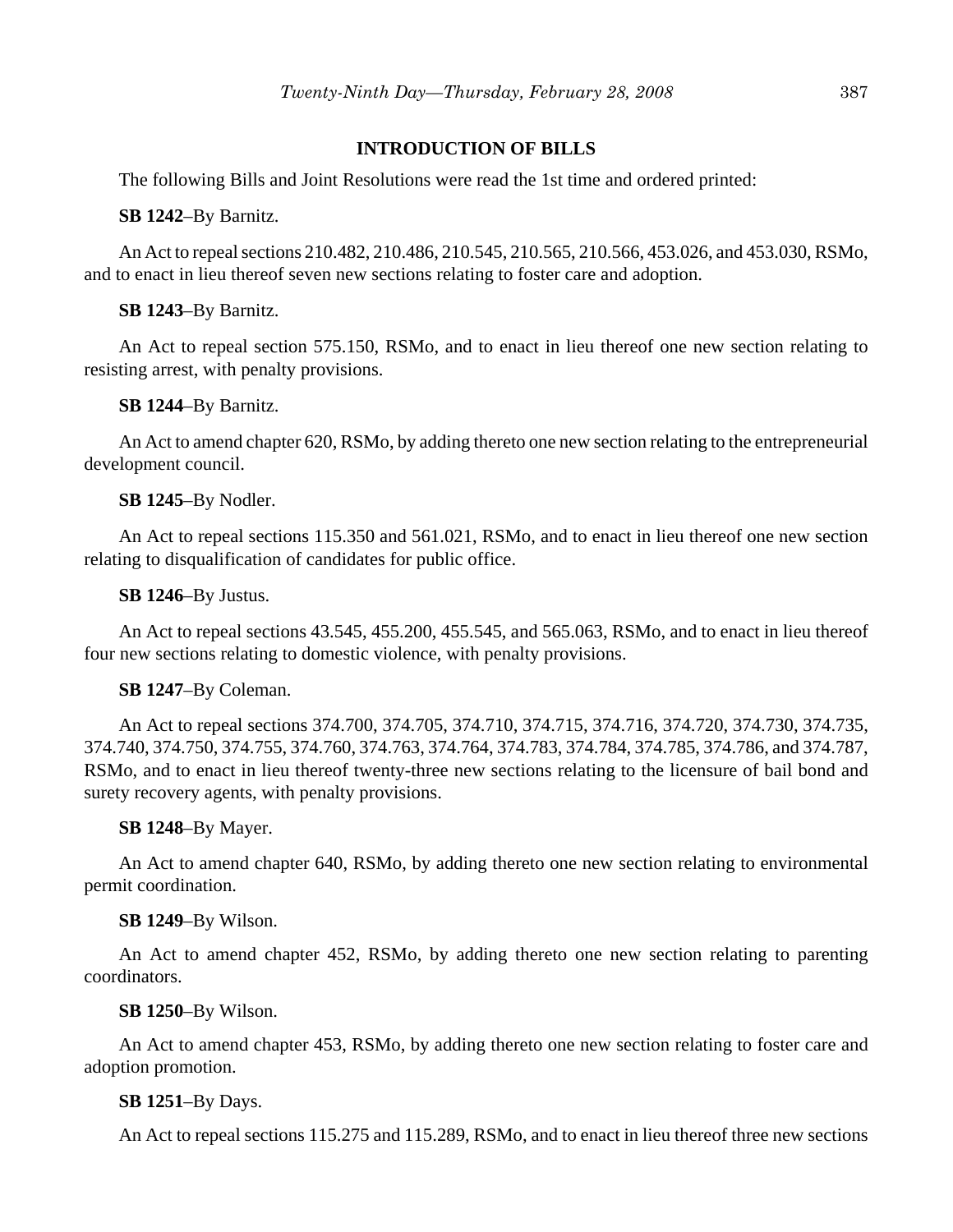## INTRODUCTION OF BILLS

The following Bills and Joint Resolutions were read the 1st time and ordered printed:

**SB 1242**–By Barnitz.

An Act to repeal sections 210.482, 210.486, 210.545, 210.565, 210.566, 453.026, and 453.030, RSMo, and to enact in lieu thereof seven new sections relating to foster care and adoption.

**SB 1243**–By Barnitz.

An Act to repeal section 575.150, RSMo, and to enact in lieu thereof one new section relating to resisting arrest, with penalty provisions.

**SB 1244**–By Barnitz.

An Act to amend chapter 620, RSMo, by adding thereto one new section relating to the entrepreneurial development council.

**SB 1245**–By Nodler.

An Act to repeal sections 115.350 and 561.021, RSMo, and to enact in lieu thereof one new section relating to disqualification of candidates for public office.

**SB 1246**–By Justus.

An Act to repeal sections 43.545, 455.200, 455.545, and 565.063, RSMo, and to enact in lieu thereof four new sections relating to domestic violence, with penalty provisions.

**SB 1247**–By Coleman.

An Act to repeal sections 374.700, 374.705, 374.710, 374.715, 374.716, 374.720, 374.730, 374.735, 374.740, 374.750, 374.755, 374.760, 374.763, 374.764, 374.783, 374.784, 374.785, 374.786, and 374.787, RSMo, and to enact in lieu thereof twenty-three new sections relating to the licensure of bail bond and surety recovery agents, with penalty provisions.

**SB 1248**–By Mayer.

An Act to amend chapter 640, RSMo, by adding thereto one new section relating to environmental permit coordination.

**SB 1249**–By Wilson.

An Act to amend chapter 452, RSMo, by adding thereto one new section relating to parenting coordinators.

**SB 1250**–By Wilson.

An Act to amend chapter 453, RSMo, by adding thereto one new section relating to foster care and adoption promotion.

**SB 1251**–By Days.

An Act to repeal sections 115.275 and 115.289, RSMo, and to enact in lieu thereof three new sections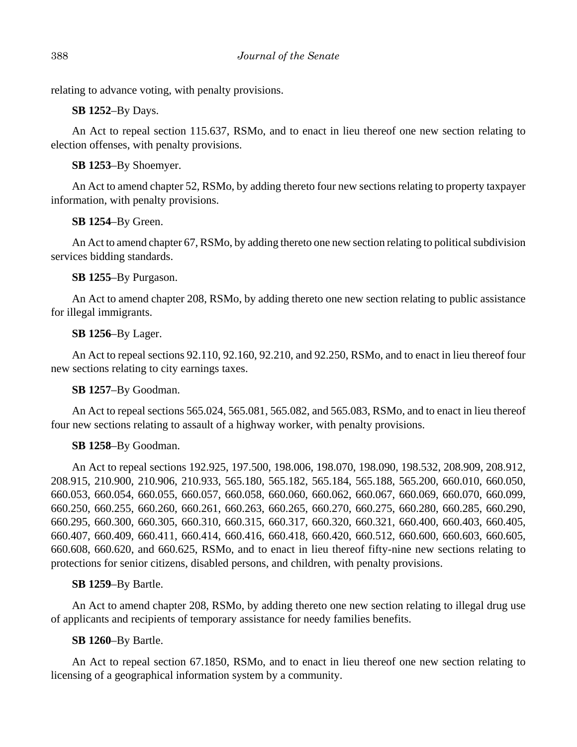relating to advance voting, with penalty provisions.

**SB 1252**–By Days.

An Act to repeal section 115.637, RSMo, and to enact in lieu thereof one new section relating to election offenses, with penalty provisions.

**SB 1253**–By Shoemyer.

An Act to amend chapter 52, RSMo, by adding thereto four new sections relating to property taxpayer information, with penalty provisions.

**SB 1254**–By Green.

An Act to amend chapter 67, RSMo, by adding thereto one new section relating to political subdivision services bidding standards.

**SB 1255**–By Purgason.

An Act to amend chapter 208, RSMo, by adding thereto one new section relating to public assistance for illegal immigrants.

**SB 1256**–By Lager.

An Act to repeal sections 92.110, 92.160, 92.210, and 92.250, RSMo, and to enact in lieu thereof four new sections relating to city earnings taxes.

**SB 1257**–By Goodman.

An Act to repeal sections 565.024, 565.081, 565.082, and 565.083, RSMo, and to enact in lieu thereof four new sections relating to assault of a highway worker, with penalty provisions.

**SB 1258**–By Goodman.

An Act to repeal sections 192.925, 197.500, 198.006, 198.070, 198.090, 198.532, 208.909, 208.912, 208.915, 210.900, 210.906, 210.933, 565.180, 565.182, 565.184, 565.188, 565.200, 660.010, 660.050, 660.053, 660.054, 660.055, 660.057, 660.058, 660.060, 660.062, 660.067, 660.069, 660.070, 660.099, 660.250, 660.255, 660.260, 660.261, 660.263, 660.265, 660.270, 660.275, 660.280, 660.285, 660.290, 660.295, 660.300, 660.305, 660.310, 660.315, 660.317, 660.320, 660.321, 660.400, 660.403, 660.405, 660.407, 660.409, 660.411, 660.414, 660.416, 660.418, 660.420, 660.512, 660.600, 660.603, 660.605, 660.608, 660.620, and 660.625, RSMo, and to enact in lieu thereof fifty-nine new sections relating to protections for senior citizens, disabled persons, and children, with penalty provisions.

**SB 1259**–By Bartle.

An Act to amend chapter 208, RSMo, by adding thereto one new section relating to illegal drug use of applicants and recipients of temporary assistance for needy families benefits.

**SB 1260**–By Bartle.

An Act to repeal section 67.1850, RSMo, and to enact in lieu thereof one new section relating to licensing of a geographical information system by a community.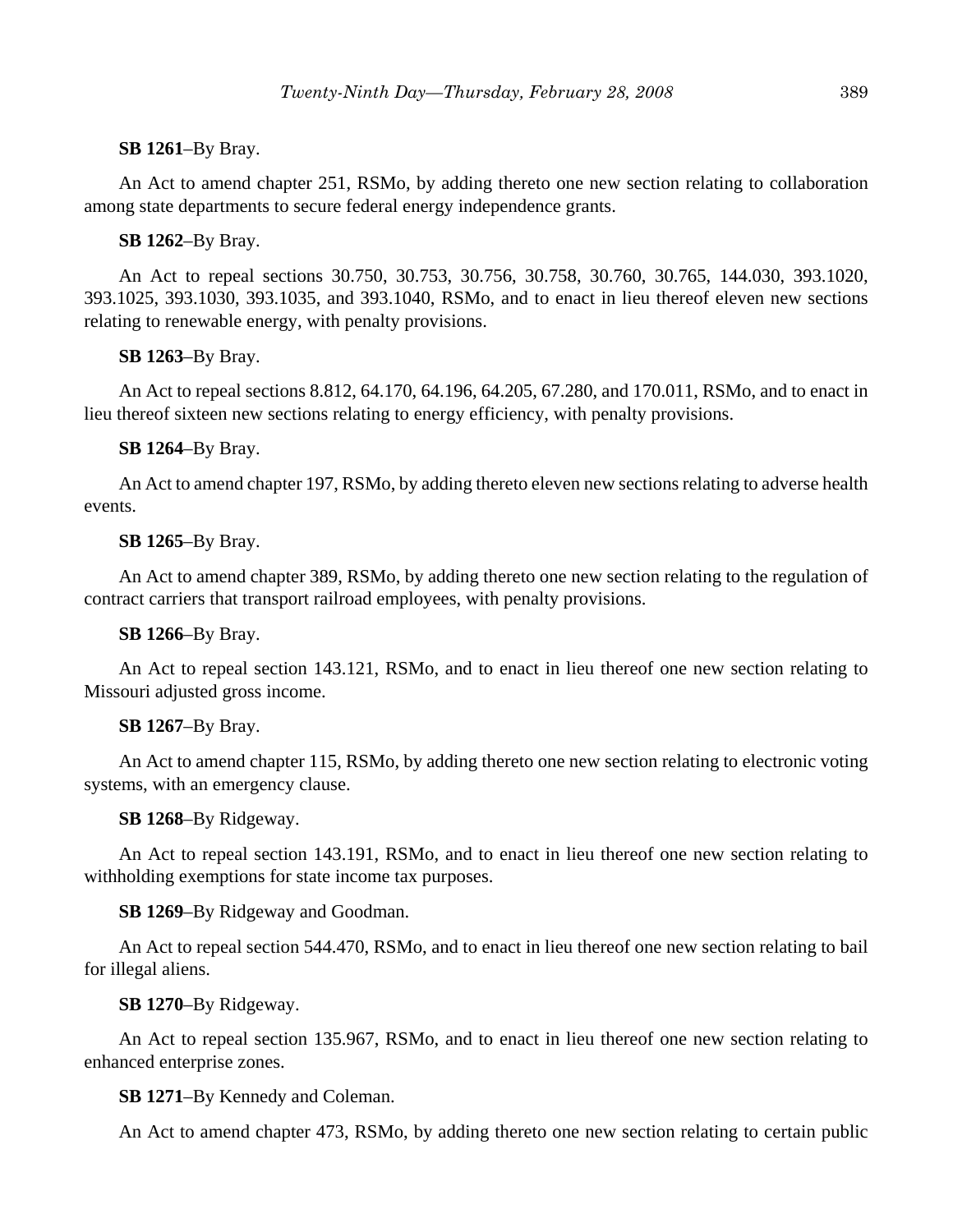**SB 1261**–By Bray.

An Act to amend chapter 251, RSMo, by adding thereto one new section relating to collaboration among state departments to secure federal energy independence grants.

**SB 1262**–By Bray.

An Act to repeal sections 30.750, 30.753, 30.756, 30.758, 30.760, 30.765, 144.030, 393.1020, 393.1025, 393.1030, 393.1035, and 393.1040, RSMo, and to enact in lieu thereof eleven new sections relating to renewable energy, with penalty provisions.

**SB 1263**–By Bray.

An Act to repeal sections 8.812, 64.170, 64.196, 64.205, 67.280, and 170.011, RSMo, and to enact in lieu thereof sixteen new sections relating to energy efficiency, with penalty provisions.

**SB 1264**–By Bray.

An Act to amend chapter 197, RSMo, by adding thereto eleven new sections relating to adverse health events.

**SB 1265**–By Bray.

An Act to amend chapter 389, RSMo, by adding thereto one new section relating to the regulation of contract carriers that transport railroad employees, with penalty provisions.

**SB 1266**–By Bray.

An Act to repeal section 143.121, RSMo, and to enact in lieu thereof one new section relating to Missouri adjusted gross income.

**SB 1267**–By Bray.

An Act to amend chapter 115, RSMo, by adding thereto one new section relating to electronic voting systems, with an emergency clause.

**SB 1268**–By Ridgeway.

An Act to repeal section 143.191, RSMo, and to enact in lieu thereof one new section relating to withholding exemptions for state income tax purposes.

**SB 1269**–By Ridgeway and Goodman.

An Act to repeal section 544.470, RSMo, and to enact in lieu thereof one new section relating to bail for illegal aliens.

**SB 1270**–By Ridgeway.

An Act to repeal section 135.967, RSMo, and to enact in lieu thereof one new section relating to enhanced enterprise zones.

**SB 1271**–By Kennedy and Coleman.

An Act to amend chapter 473, RSMo, by adding thereto one new section relating to certain public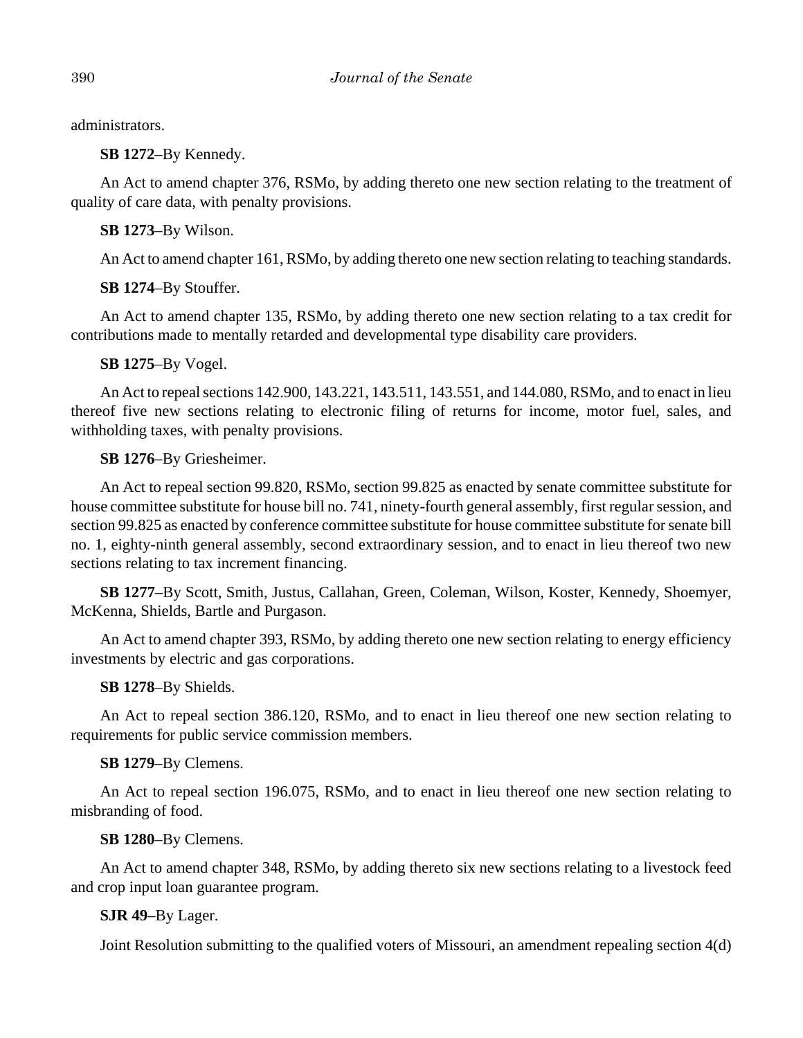administrators.

**SB 1272**–By Kennedy.

An Act to amend chapter 376, RSMo, by adding thereto one new section relating to the treatment of quality of care data, with penalty provisions.

**SB 1273**–By Wilson.

An Act to amend chapter 161, RSMo, by adding thereto one new section relating to teaching standards.

**SB 1274**–By Stouffer.

An Act to amend chapter 135, RSMo, by adding thereto one new section relating to a tax credit for contributions made to mentally retarded and developmental type disability care providers.

**SB 1275**–By Vogel.

An Act to repeal sections 142.900, 143.221, 143.511, 143.551, and 144.080, RSMo, and to enact in lieu thereof five new sections relating to electronic filing of returns for income, motor fuel, sales, and withholding taxes, with penalty provisions.

**SB 1276**–By Griesheimer.

An Act to repeal section 99.820, RSMo, section 99.825 as enacted by senate committee substitute for house committee substitute for house bill no. 741, ninety-fourth general assembly, first regular session, and section 99.825 as enacted by conference committee substitute for house committee substitute for senate bill no. 1, eighty-ninth general assembly, second extraordinary session, and to enact in lieu thereof two new sections relating to tax increment financing.

**SB 1277**–By Scott, Smith, Justus, Callahan, Green, Coleman, Wilson, Koster, Kennedy, Shoemyer, McKenna, Shields, Bartle and Purgason.

An Act to amend chapter 393, RSMo, by adding thereto one new section relating to energy efficiency investments by electric and gas corporations.

**SB 1278**–By Shields.

An Act to repeal section 386.120, RSMo, and to enact in lieu thereof one new section relating to requirements for public service commission members.

**SB 1279**–By Clemens.

An Act to repeal section 196.075, RSMo, and to enact in lieu thereof one new section relating to misbranding of food.

**SB 1280**–By Clemens.

An Act to amend chapter 348, RSMo, by adding thereto six new sections relating to a livestock feed and crop input loan guarantee program.

**SJR 49**–By Lager.

Joint Resolution submitting to the qualified voters of Missouri, an amendment repealing section 4(d)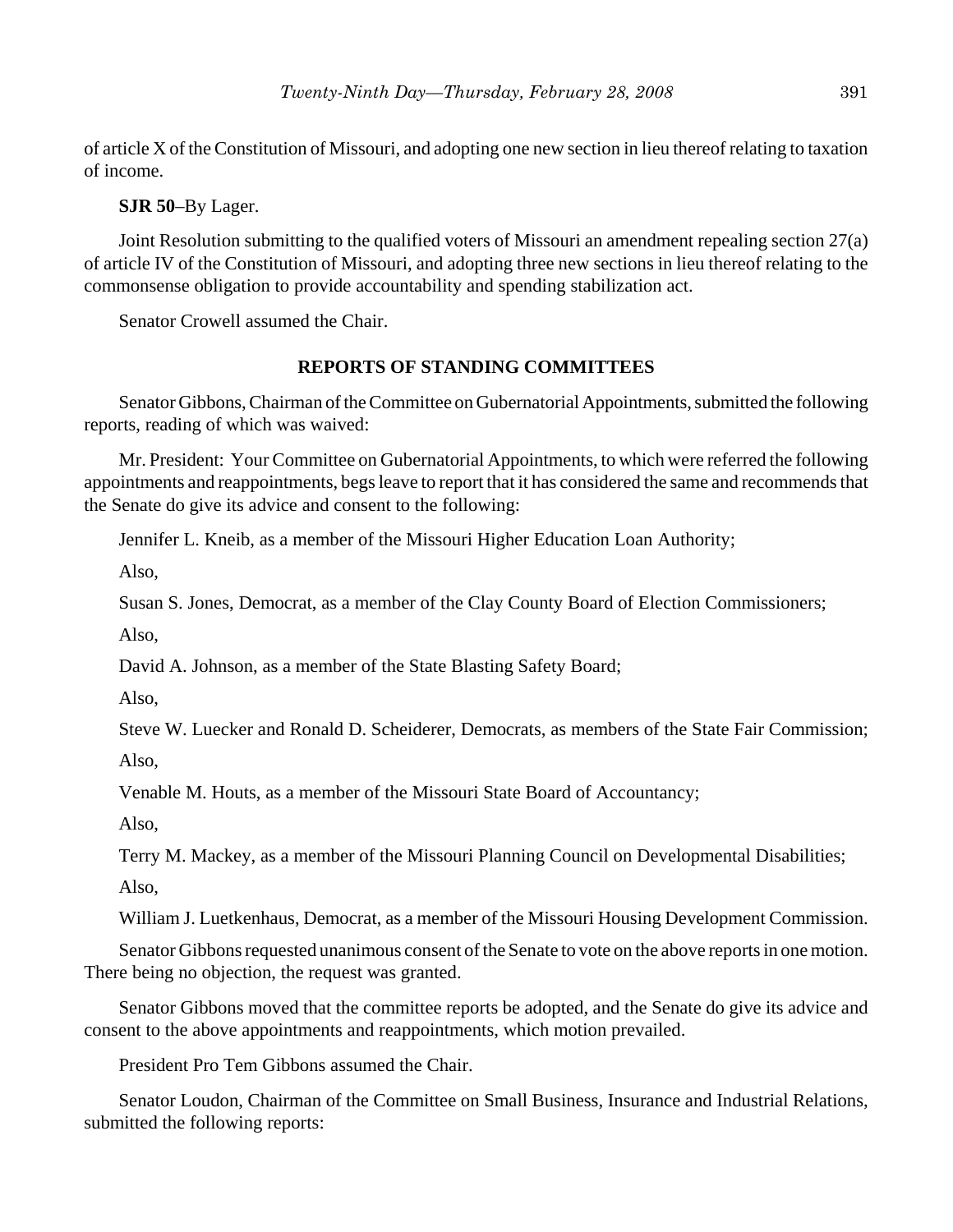of article X of the Constitution of Missouri, and adopting one new section in lieu thereof relating to taxation of income.

**SJR 50**–By Lager.

Joint Resolution submitting to the qualified voters of Missouri an amendment repealing section 27(a) of article IV of the Constitution of Missouri, and adopting three new sections in lieu thereof relating to the commonsense obligation to provide accountability and spending stabilization act.

Senator Crowell assumed the Chair.

## REPORTS OF STANDING COMMITTEES

Senator Gibbons, Chairman of the Committee on Gubernatorial Appointments, submitted the following reports, reading of which was waived:

Mr. President: Your Committee on Gubernatorial Appointments, to which were referred the following appointments and reappointments, begs leave to report that it has considered the same and recommends that the Senate do give its advice and consent to the following:

Jennifer L. Kneib, as a member of the Missouri Higher Education Loan Authority;

Also,

Susan S. Jones, Democrat, as a member of the Clay County Board of Election Commissioners;

Also,

David A. Johnson, as a member of the State Blasting Safety Board;

Also,

Steve W. Luecker and Ronald D. Scheiderer, Democrats, as members of the State Fair Commission;

Also,

Venable M. Houts, as a member of the Missouri State Board of Accountancy;

Also,

Terry M. Mackey, as a member of the Missouri Planning Council on Developmental Disabilities;

Also,

William J. Luetkenhaus, Democrat, as a member of the Missouri Housing Development Commission.

Senator Gibbons requested unanimous consent of the Senate to vote on the above reports in one motion. There being no objection, the request was granted.

Senator Gibbons moved that the committee reports be adopted, and the Senate do give its advice and consent to the above appointments and reappointments, which motion prevailed.

President Pro Tem Gibbons assumed the Chair.

Senator Loudon, Chairman of the Committee on Small Business, Insurance and Industrial Relations, submitted the following reports: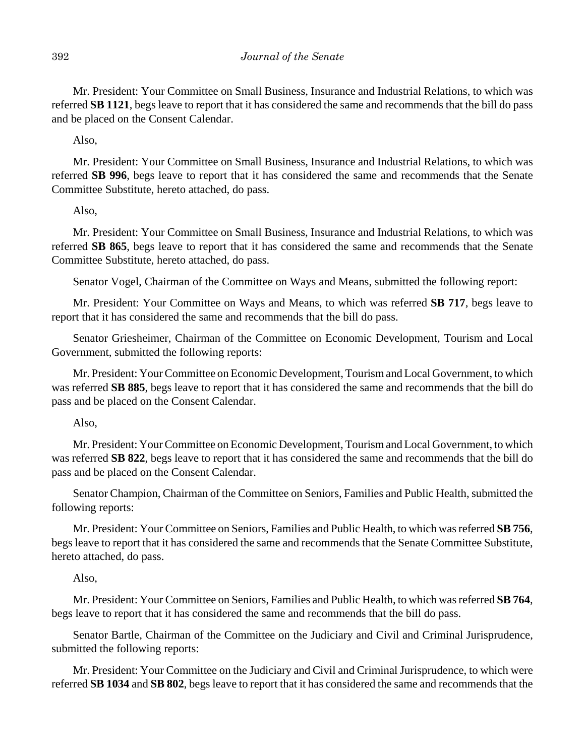Mr. President: Your Committee on Small Business, Insurance and Industrial Relations, to which was referred **SB 1121**, begs leave to report that it has considered the same and recommends that the bill do pass and be placed on the Consent Calendar.

Also,

Mr. President: Your Committee on Small Business, Insurance and Industrial Relations, to which was referred **SB 996**, begs leave to report that it has considered the same and recommends that the Senate Committee Substitute, hereto attached, do pass.

Also,

Mr. President: Your Committee on Small Business, Insurance and Industrial Relations, to which was referred **SB 865**, begs leave to report that it has considered the same and recommends that the Senate Committee Substitute, hereto attached, do pass.

Senator Vogel, Chairman of the Committee on Ways and Means, submitted the following report:

Mr. President: Your Committee on Ways and Means, to which was referred **SB 717**, begs leave to report that it has considered the same and recommends that the bill do pass.

Senator Griesheimer, Chairman of the Committee on Economic Development, Tourism and Local Government, submitted the following reports:

Mr. President: Your Committee on Economic Development, Tourism and Local Government, to which was referred **SB 885**, begs leave to report that it has considered the same and recommends that the bill do pass and be placed on the Consent Calendar.

Also,

Mr. President: Your Committee on Economic Development, Tourism and Local Government, to which was referred **SB 822**, begs leave to report that it has considered the same and recommends that the bill do pass and be placed on the Consent Calendar.

Senator Champion, Chairman of the Committee on Seniors, Families and Public Health, submitted the following reports:

Mr. President: Your Committee on Seniors, Families and Public Health, to which was referred **SB 756**, begs leave to report that it has considered the same and recommends that the Senate Committee Substitute, hereto attached, do pass.

Also,

Mr. President: Your Committee on Seniors, Families and Public Health, to which was referred **SB 764**, begs leave to report that it has considered the same and recommends that the bill do pass.

Senator Bartle, Chairman of the Committee on the Judiciary and Civil and Criminal Jurisprudence, submitted the following reports:

Mr. President: Your Committee on the Judiciary and Civil and Criminal Jurisprudence, to which were referred **SB 1034** and **SB 802**, begs leave to report that it has considered the same and recommends that the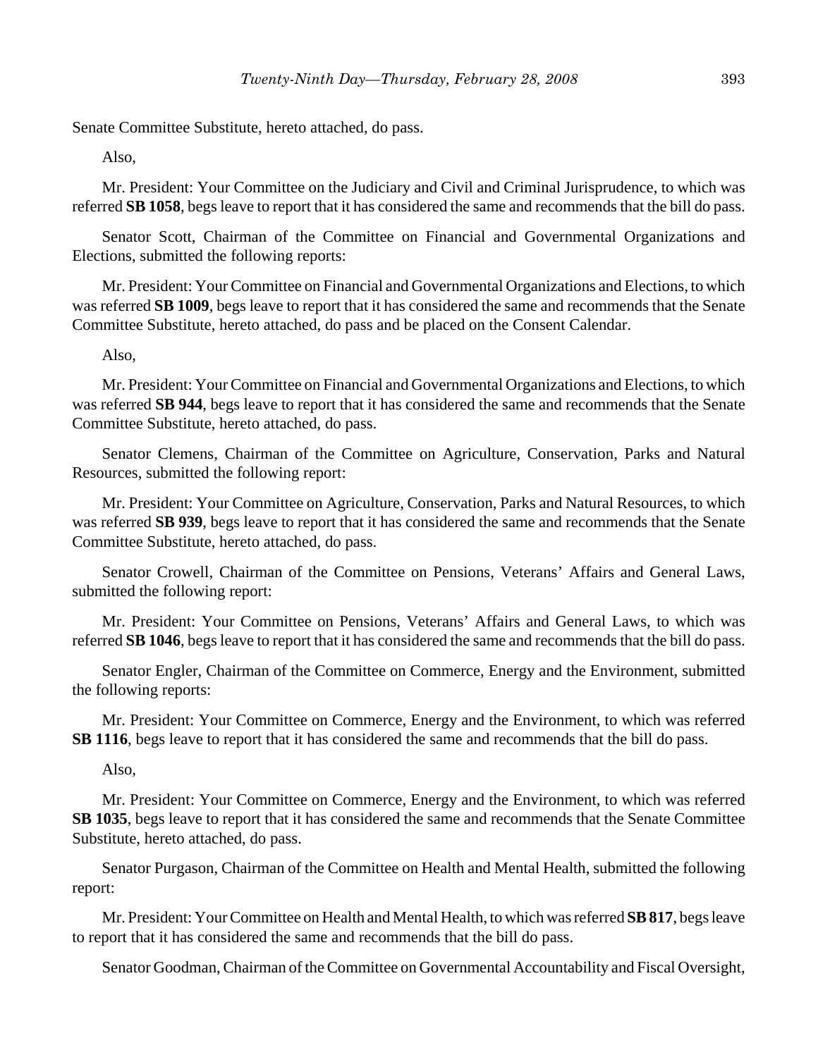Senate Committee Substitute, hereto attached, do pass.

Also,

Mr. President: Your Committee on the Judiciary and Civil and Criminal Jurisprudence, to which was referred **SB 1058**, begs leave to report that it has considered the same and recommends that the bill do pass.

Senator Scott, Chairman of the Committee on Financial and Governmental Organizations and Elections, submitted the following reports:

Mr. President: Your Committee on Financial and Governmental Organizations and Elections, to which was referred **SB 1009**, begs leave to report that it has considered the same and recommends that the Senate Committee Substitute, hereto attached, do pass and be placed on the Consent Calendar.

Also,

Mr. President: Your Committee on Financial and Governmental Organizations and Elections, to which was referred **SB 944**, begs leave to report that it has considered the same and recommends that the Senate Committee Substitute, hereto attached, do pass.

Senator Clemens, Chairman of the Committee on Agriculture, Conservation, Parks and Natural Resources, submitted the following report:

Mr. President: Your Committee on Agriculture, Conservation, Parks and Natural Resources, to which was referred **SB 939**, begs leave to report that it has considered the same and recommends that the Senate Committee Substitute, hereto attached, do pass.

Senator Crowell, Chairman of the Committee on Pensions, Veterans' Affairs and General Laws, submitted the following report:

Mr. President: Your Committee on Pensions, Veterans' Affairs and General Laws, to which was referred **SB 1046**, begs leave to report that it has considered the same and recommends that the bill do pass.

Senator Engler, Chairman of the Committee on Commerce, Energy and the Environment, submitted the following reports:

Mr. President: Your Committee on Commerce, Energy and the Environment, to which was referred **SB 1116**, begs leave to report that it has considered the same and recommends that the bill do pass.

Also,

Mr. President: Your Committee on Commerce, Energy and the Environment, to which was referred **SB 1035**, begs leave to report that it has considered the same and recommends that the Senate Committee Substitute, hereto attached, do pass.

Senator Purgason, Chairman of the Committee on Health and Mental Health, submitted the following report:

Mr. President: Your Committee on Health and Mental Health, to which was referred **SB 817**, begs leave to report that it has considered the same and recommends that the bill do pass.

Senator Goodman, Chairman of the Committee on Governmental Accountability and Fiscal Oversight,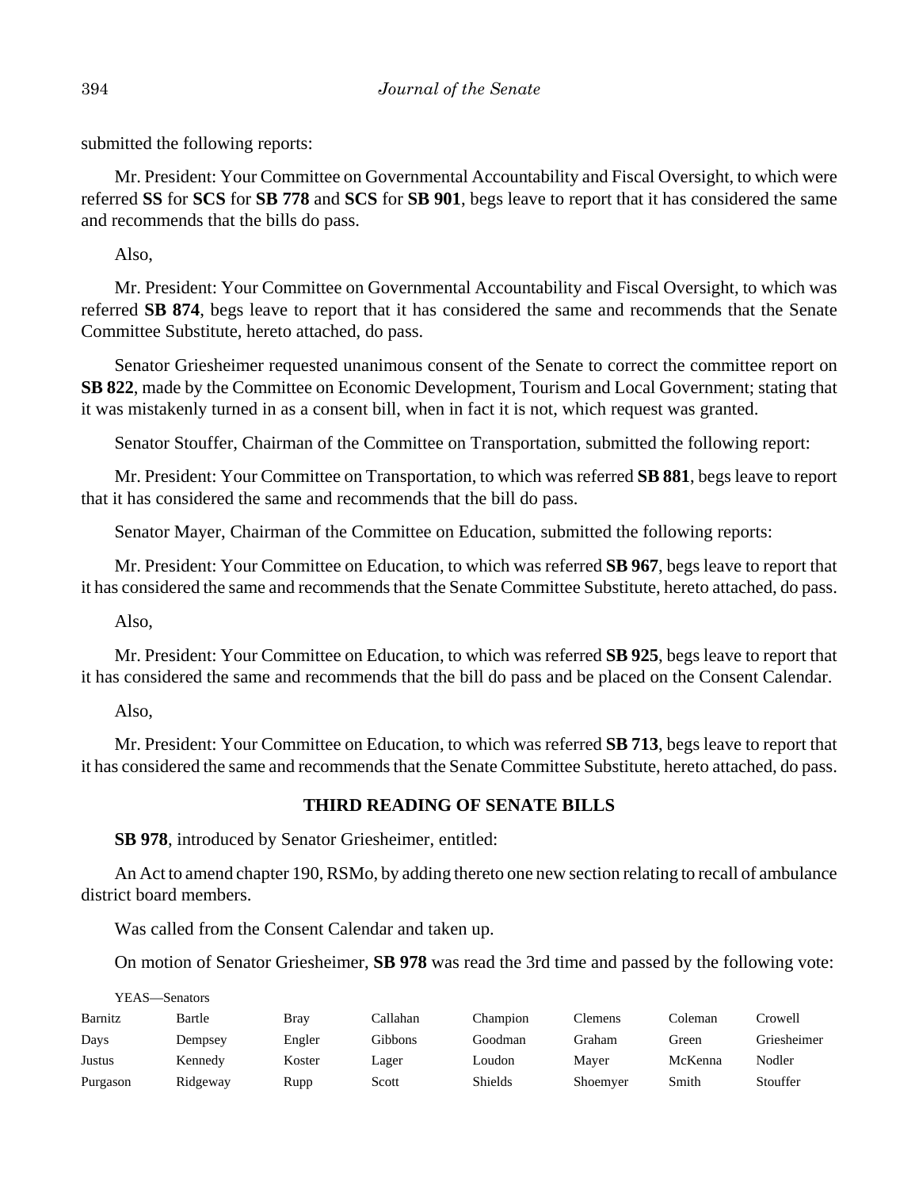submitted the following reports:

Mr. President: Your Committee on Governmental Accountability and Fiscal Oversight, to which were referred **SS** for **SCS** for **SB 778** and **SCS** for **SB 901**, begs leave to report that it has considered the same and recommends that the bills do pass.

Also,

Mr. President: Your Committee on Governmental Accountability and Fiscal Oversight, to which was referred **SB 874**, begs leave to report that it has considered the same and recommends that the Senate Committee Substitute, hereto attached, do pass.

Senator Griesheimer requested unanimous consent of the Senate to correct the committee report on **SB 822**, made by the Committee on Economic Development, Tourism and Local Government; stating that it was mistakenly turned in as a consent bill, when in fact it is not, which request was granted.

Senator Stouffer, Chairman of the Committee on Transportation, submitted the following report:

Mr. President: Your Committee on Transportation, to which was referred **SB 881**, begs leave to report that it has considered the same and recommends that the bill do pass.

Senator Mayer, Chairman of the Committee on Education, submitted the following reports:

Mr. President: Your Committee on Education, to which was referred **SB 967**, begs leave to report that it has considered the same and recommends that the Senate Committee Substitute, hereto attached, do pass.

Also,

Mr. President: Your Committee on Education, to which was referred **SB 925**, begs leave to report that it has considered the same and recommends that the bill do pass and be placed on the Consent Calendar.

Also,

Mr. President: Your Committee on Education, to which was referred **SB 713**, begs leave to report that it has considered the same and recommends that the Senate Committee Substitute, hereto attached, do pass.

## THIRD READING OF SENATE BILLS

**SB 978**, introduced by Senator Griesheimer, entitled:

An Act to amend chapter 190, RSMo, by adding thereto one new section relating to recall of ambulance district board members.

Was called from the Consent Calendar and taken up.

On motion of Senator Griesheimer, **SB 978** was read the 3rd time and passed by the following vote:

YEAS—Senators

| | | | | | | | |
|---|---|---|---|---|---|---|---|
| Barnitz | Bartle | Bray | Callahan | Champion | Clemens | Coleman | Crowell |
| Days | Dempsey | Engler | Gibbons | Goodman | Graham | Green | Griesheimer |
| Justus | Kennedy | Koster | Lager | Loudon | Mayer | McKenna | Nodler |
| Purgason | Ridgeway | Rupp | Scott | Shields | Shoemyer | Smith | Stouffer |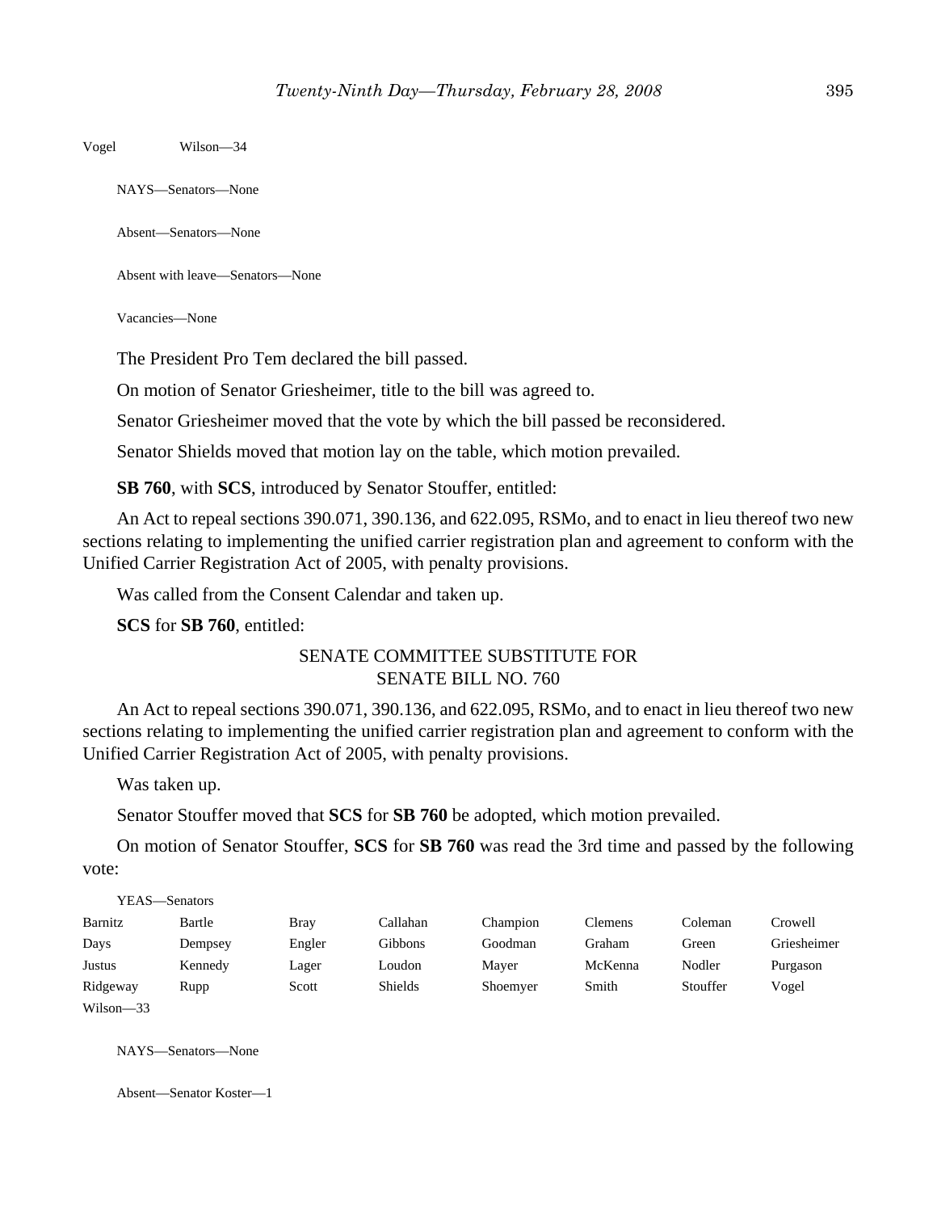Vogel Wilson—34

NAYS—Senators—None

Absent—Senators—None

Absent with leave—Senators—None

Vacancies—None

The President Pro Tem declared the bill passed.

On motion of Senator Griesheimer, title to the bill was agreed to.

Senator Griesheimer moved that the vote by which the bill passed be reconsidered.

Senator Shields moved that motion lay on the table, which motion prevailed.

**SB 760**, with **SCS**, introduced by Senator Stouffer, entitled:

An Act to repeal sections 390.071, 390.136, and 622.095, RSMo, and to enact in lieu thereof two new sections relating to implementing the unified carrier registration plan and agreement to conform with the Unified Carrier Registration Act of 2005, with penalty provisions.

Was called from the Consent Calendar and taken up.

**SCS** for **SB 760**, entitled:

SENATE COMMITTEE SUBSTITUTE FOR
SENATE BILL NO. 760

An Act to repeal sections 390.071, 390.136, and 622.095, RSMo, and to enact in lieu thereof two new sections relating to implementing the unified carrier registration plan and agreement to conform with the Unified Carrier Registration Act of 2005, with penalty provisions.

Was taken up.

Senator Stouffer moved that **SCS** for **SB 760** be adopted, which motion prevailed.

On motion of Senator Stouffer, **SCS** for **SB 760** was read the 3rd time and passed by the following vote:

YEAS—Senators

| | | | | | | | |
|---|---|---|---|---|---|---|---|
| Barnitz | Bartle | Bray | Callahan | Champion | Clemens | Coleman | Crowell |
| Days | Dempsey | Engler | Gibbons | Goodman | Graham | Green | Griesheimer |
| Justus | Kennedy | Lager | Loudon | Mayer | McKenna | Nodler | Purgason |
| Ridgeway | Rupp | Scott | Shields | Shoemyer | Smith | Stouffer | Vogel |
| Wilson—33 | | | | | | | |

NAYS—Senators—None

Absent—Senator Koster—1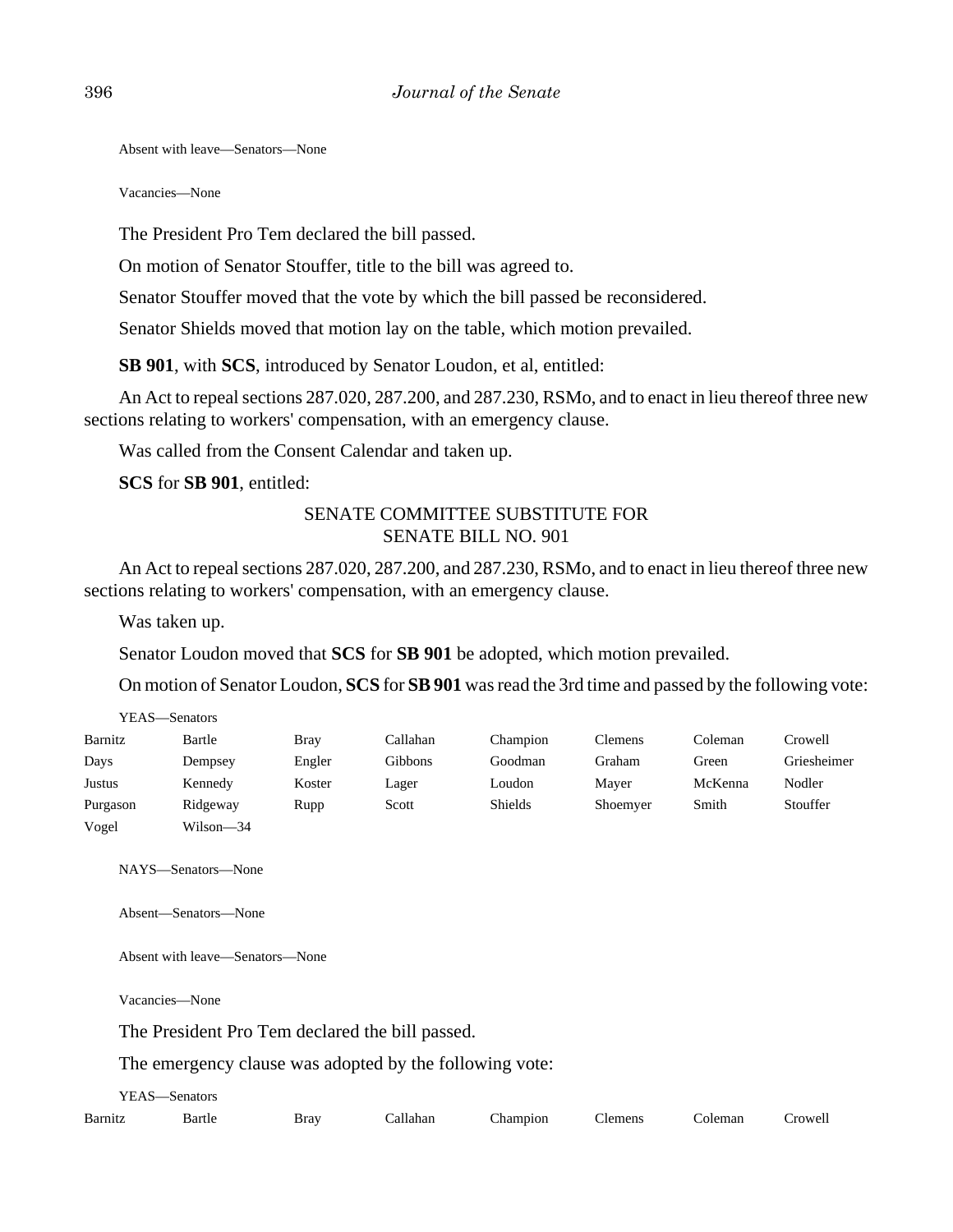Absent with leave—Senators—None

Vacancies—None

The President Pro Tem declared the bill passed.

On motion of Senator Stouffer, title to the bill was agreed to.

Senator Stouffer moved that the vote by which the bill passed be reconsidered.

Senator Shields moved that motion lay on the table, which motion prevailed.

**SB 901**, with **SCS**, introduced by Senator Loudon, et al, entitled:

An Act to repeal sections 287.020, 287.200, and 287.230, RSMo, and to enact in lieu thereof three new sections relating to workers' compensation, with an emergency clause.

Was called from the Consent Calendar and taken up.

**SCS** for **SB 901**, entitled:

SENATE COMMITTEE SUBSTITUTE FOR
SENATE BILL NO. 901

An Act to repeal sections 287.020, 287.200, and 287.230, RSMo, and to enact in lieu thereof three new sections relating to workers' compensation, with an emergency clause.

Was taken up.

Senator Loudon moved that **SCS** for **SB 901** be adopted, which motion prevailed.

On motion of Senator Loudon, **SCS** for **SB 901** was read the 3rd time and passed by the following vote:

YEAS—Senators

| | | | | | | | |
|---|---|---|---|---|---|---|---|
| Barnitz | Bartle | Bray | Callahan | Champion | Clemens | Coleman | Crowell |
| Days | Dempsey | Engler | Gibbons | Goodman | Graham | Green | Griesheimer |
| Justus | Kennedy | Koster | Lager | Loudon | Mayer | McKenna | Nodler |
| Purgason | Ridgeway | Rupp | Scott | Shields | Shoemyer | Smith | Stouffer |
| Vogel | Wilson—34 | | | | | | |

NAYS—Senators—None

Absent—Senators—None

Absent with leave—Senators—None

Vacancies—None

The President Pro Tem declared the bill passed.

The emergency clause was adopted by the following vote:

YEAS—Senators

| | | | | | | | |
|---|---|---|---|---|---|---|---|
| Barnitz | Bartle | Bray | Callahan | Champion | Clemens | Coleman | Crowell |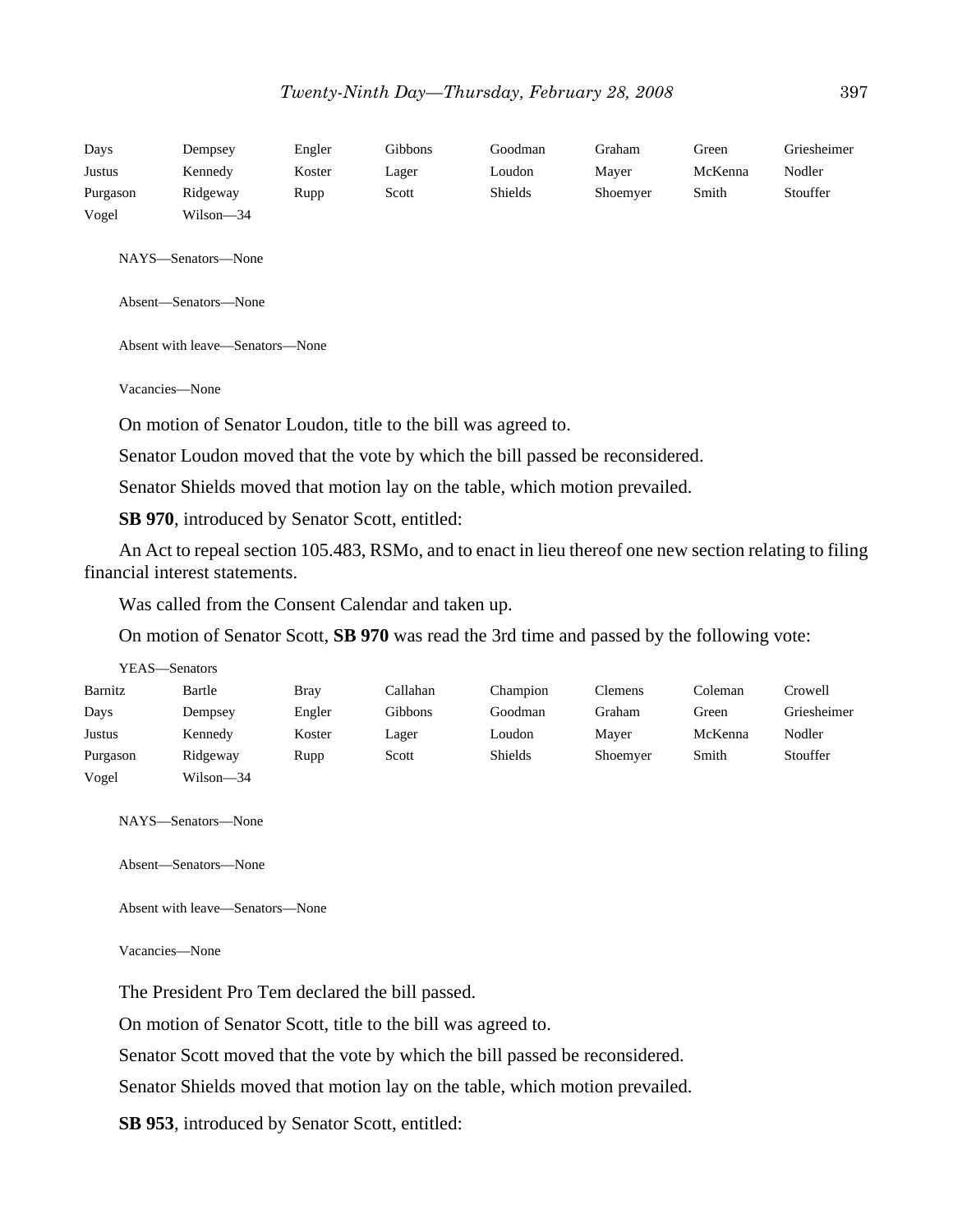| | | | | | | | |
|---|---|---|---|---|---|---|---|
| Days | Dempsey | Engler | Gibbons | Goodman | Graham | Green | Griesheimer |
| Justus | Kennedy | Koster | Lager | Loudon | Mayer | McKenna | Nodler |
| Purgason | Ridgeway | Rupp | Scott | Shields | Shoemyer | Smith | Stouffer |
| Vogel | Wilson—34 | | | | | | |

NAYS—Senators—None

Absent—Senators—None

Absent with leave—Senators—None

Vacancies—None

On motion of Senator Loudon, title to the bill was agreed to.

Senator Loudon moved that the vote by which the bill passed be reconsidered.

Senator Shields moved that motion lay on the table, which motion prevailed.

**SB 970**, introduced by Senator Scott, entitled:

An Act to repeal section 105.483, RSMo, and to enact in lieu thereof one new section relating to filing financial interest statements.

Was called from the Consent Calendar and taken up.

On motion of Senator Scott, **SB 970** was read the 3rd time and passed by the following vote:

YEAS—Senators

| | | | | | | | |
|---|---|---|---|---|---|---|---|
| Barnitz | Bartle | Bray | Callahan | Champion | Clemens | Coleman | Crowell |
| Days | Dempsey | Engler | Gibbons | Goodman | Graham | Green | Griesheimer |
| Justus | Kennedy | Koster | Lager | Loudon | Mayer | McKenna | Nodler |
| Purgason | Ridgeway | Rupp | Scott | Shields | Shoemyer | Smith | Stouffer |
| Vogel | Wilson—34 | | | | | | |

NAYS—Senators—None

Absent—Senators—None

Absent with leave—Senators—None

Vacancies—None

The President Pro Tem declared the bill passed.

On motion of Senator Scott, title to the bill was agreed to.

Senator Scott moved that the vote by which the bill passed be reconsidered.

Senator Shields moved that motion lay on the table, which motion prevailed.

**SB 953**, introduced by Senator Scott, entitled: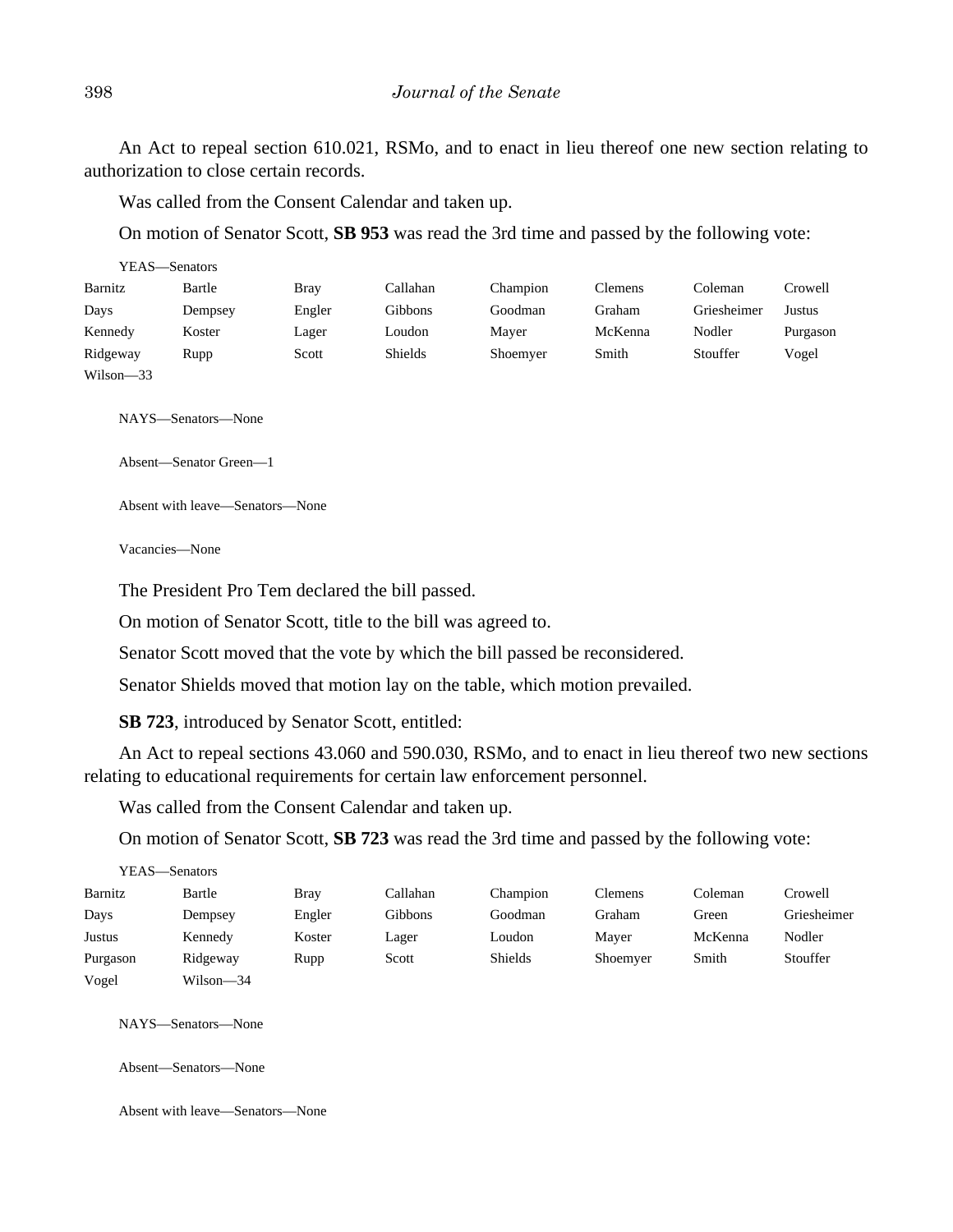An Act to repeal section 610.021, RSMo, and to enact in lieu thereof one new section relating to authorization to close certain records.

Was called from the Consent Calendar and taken up.

On motion of Senator Scott, **SB 953** was read the 3rd time and passed by the following vote:

YEAS—Senators

| | | | | | | | |
|---|---|---|---|---|---|---|---|
| Barnitz | Bartle | Bray | Callahan | Champion | Clemens | Coleman | Crowell |
| Days | Dempsey | Engler | Gibbons | Goodman | Graham | Griesheimer | Justus |
| Kennedy | Koster | Lager | Loudon | Mayer | McKenna | Nodler | Purgason |
| Ridgeway | Rupp | Scott | Shields | Shoemyer | Smith | Stouffer | Vogel |
| Wilson—33 | | | | | | | |

NAYS—Senators—None

Absent—Senator Green—1

Absent with leave—Senators—None

Vacancies—None

The President Pro Tem declared the bill passed.

On motion of Senator Scott, title to the bill was agreed to.

Senator Scott moved that the vote by which the bill passed be reconsidered.

Senator Shields moved that motion lay on the table, which motion prevailed.

**SB 723**, introduced by Senator Scott, entitled:

An Act to repeal sections 43.060 and 590.030, RSMo, and to enact in lieu thereof two new sections relating to educational requirements for certain law enforcement personnel.

Was called from the Consent Calendar and taken up.

On motion of Senator Scott, **SB 723** was read the 3rd time and passed by the following vote:

YEAS—Senators

| | | | | | | | |
|---|---|---|---|---|---|---|---|
| Barnitz | Bartle | Bray | Callahan | Champion | Clemens | Coleman | Crowell |
| Days | Dempsey | Engler | Gibbons | Goodman | Graham | Green | Griesheimer |
| Justus | Kennedy | Koster | Lager | Loudon | Mayer | McKenna | Nodler |
| Purgason | Ridgeway | Rupp | Scott | Shields | Shoemyer | Smith | Stouffer |
| Vogel | Wilson—34 | | | | | | |

NAYS—Senators—None

Absent—Senators—None

Absent with leave—Senators—None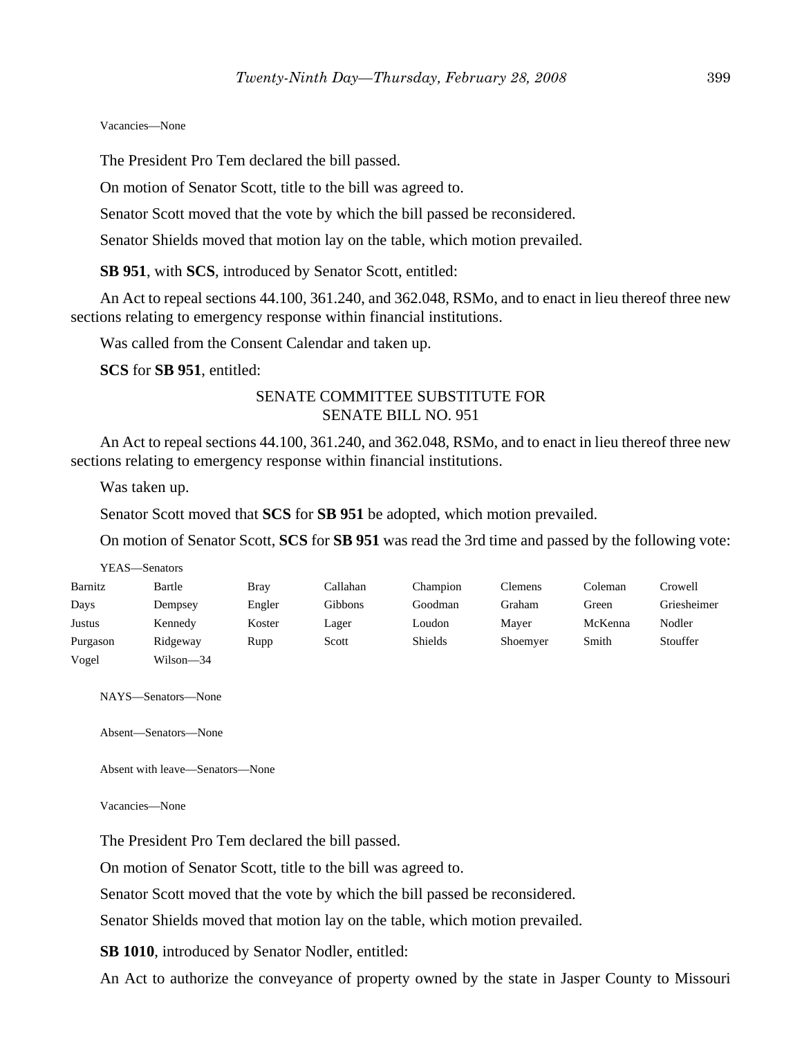Vacancies—None

The President Pro Tem declared the bill passed.

On motion of Senator Scott, title to the bill was agreed to.

Senator Scott moved that the vote by which the bill passed be reconsidered.

Senator Shields moved that motion lay on the table, which motion prevailed.

**SB 951**, with **SCS**, introduced by Senator Scott, entitled:

An Act to repeal sections 44.100, 361.240, and 362.048, RSMo, and to enact in lieu thereof three new sections relating to emergency response within financial institutions.

Was called from the Consent Calendar and taken up.

**SCS** for **SB 951**, entitled:

SENATE COMMITTEE SUBSTITUTE FOR
SENATE BILL NO. 951

An Act to repeal sections 44.100, 361.240, and 362.048, RSMo, and to enact in lieu thereof three new sections relating to emergency response within financial institutions.

Was taken up.

Senator Scott moved that **SCS** for **SB 951** be adopted, which motion prevailed.

On motion of Senator Scott, **SCS** for **SB 951** was read the 3rd time and passed by the following vote:

YEAS—Senators

| | | | | | | | |
|---|---|---|---|---|---|---|---|
| Barnitz | Bartle | Bray | Callahan | Champion | Clemens | Coleman | Crowell |
| Days | Dempsey | Engler | Gibbons | Goodman | Graham | Green | Griesheimer |
| Justus | Kennedy | Koster | Lager | Loudon | Mayer | McKenna | Nodler |
| Purgason | Ridgeway | Rupp | Scott | Shields | Shoemyer | Smith | Stouffer |
| Vogel | Wilson—34 | | | | | | |

NAYS—Senators—None

Absent—Senators—None

Absent with leave—Senators—None

Vacancies—None

The President Pro Tem declared the bill passed.

On motion of Senator Scott, title to the bill was agreed to.

Senator Scott moved that the vote by which the bill passed be reconsidered.

Senator Shields moved that motion lay on the table, which motion prevailed.

**SB 1010**, introduced by Senator Nodler, entitled:

An Act to authorize the conveyance of property owned by the state in Jasper County to Missouri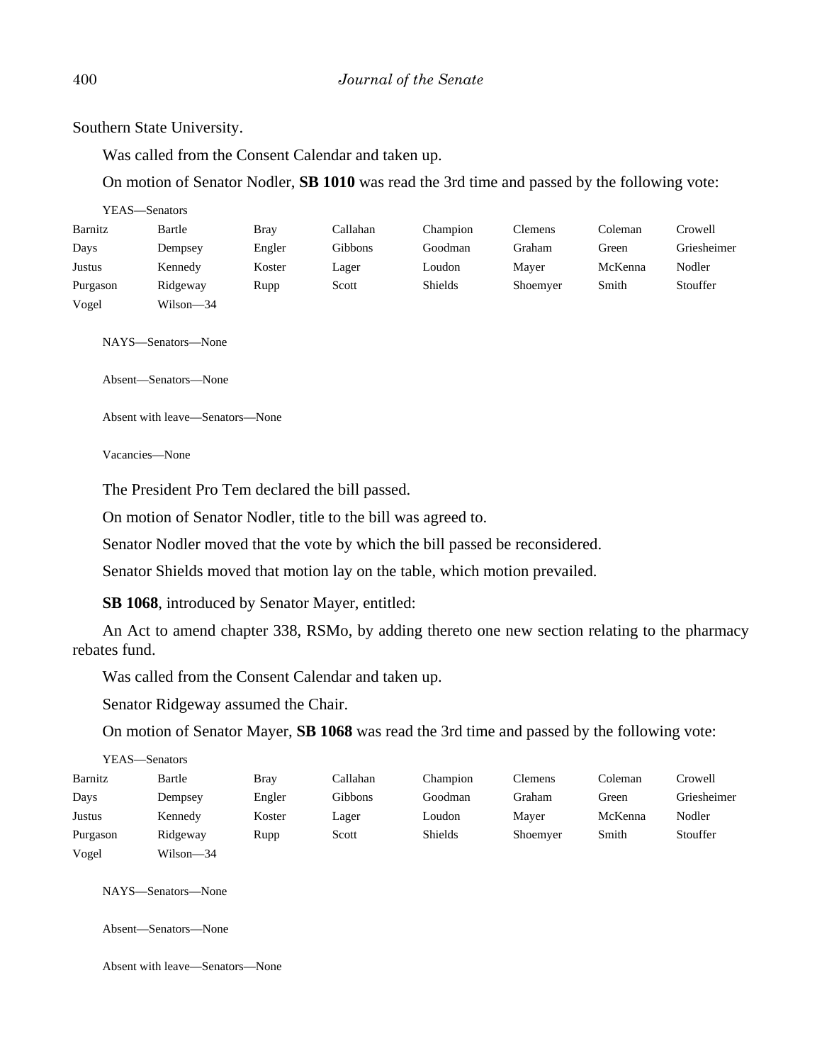Southern State University.

Was called from the Consent Calendar and taken up.

On motion of Senator Nodler, **SB 1010** was read the 3rd time and passed by the following vote:

YEAS—Senators

| | | | | | | | |
|---|---|---|---|---|---|---|---|
| Barnitz | Bartle | Bray | Callahan | Champion | Clemens | Coleman | Crowell |
| Days | Dempsey | Engler | Gibbons | Goodman | Graham | Green | Griesheimer |
| Justus | Kennedy | Koster | Lager | Loudon | Mayer | McKenna | Nodler |
| Purgason | Ridgeway | Rupp | Scott | Shields | Shoemyer | Smith | Stouffer |
| Vogel | Wilson—34 | | | | | | |

NAYS—Senators—None

Absent—Senators—None

Absent with leave—Senators—None

Vacancies—None

The President Pro Tem declared the bill passed.

On motion of Senator Nodler, title to the bill was agreed to.

Senator Nodler moved that the vote by which the bill passed be reconsidered.

Senator Shields moved that motion lay on the table, which motion prevailed.

**SB 1068**, introduced by Senator Mayer, entitled:

An Act to amend chapter 338, RSMo, by adding thereto one new section relating to the pharmacy rebates fund.

Was called from the Consent Calendar and taken up.

Senator Ridgeway assumed the Chair.

On motion of Senator Mayer, **SB 1068** was read the 3rd time and passed by the following vote:

YEAS—Senators

| | | | | | | | |
|---|---|---|---|---|---|---|---|
| Barnitz | Bartle | Bray | Callahan | Champion | Clemens | Coleman | Crowell |
| Days | Dempsey | Engler | Gibbons | Goodman | Graham | Green | Griesheimer |
| Justus | Kennedy | Koster | Lager | Loudon | Mayer | McKenna | Nodler |
| Purgason | Ridgeway | Rupp | Scott | Shields | Shoemyer | Smith | Stouffer |
| Vogel | Wilson—34 | | | | | | |

NAYS—Senators—None

Absent—Senators—None

Absent with leave—Senators—None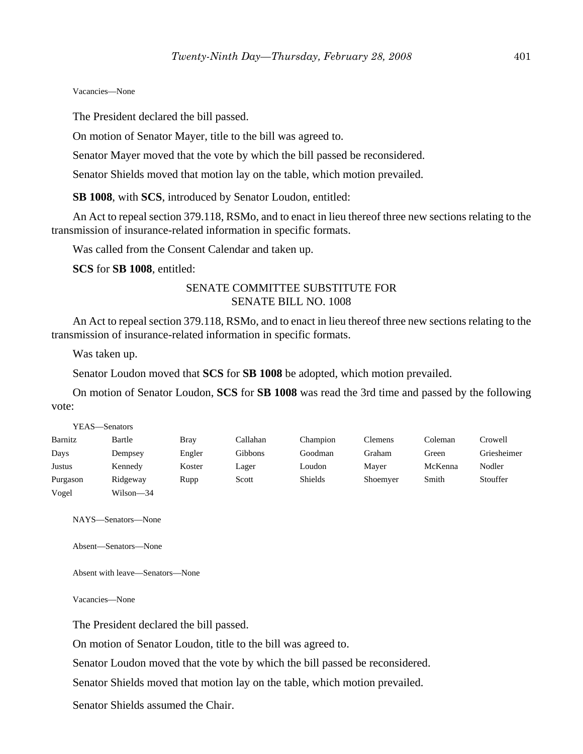Vacancies—None

The President declared the bill passed.

On motion of Senator Mayer, title to the bill was agreed to.

Senator Mayer moved that the vote by which the bill passed be reconsidered.

Senator Shields moved that motion lay on the table, which motion prevailed.

**SB 1008**, with **SCS**, introduced by Senator Loudon, entitled:

An Act to repeal section 379.118, RSMo, and to enact in lieu thereof three new sections relating to the transmission of insurance-related information in specific formats.

Was called from the Consent Calendar and taken up.

**SCS** for **SB 1008**, entitled:

SENATE COMMITTEE SUBSTITUTE FOR
SENATE BILL NO. 1008

An Act to repeal section 379.118, RSMo, and to enact in lieu thereof three new sections relating to the transmission of insurance-related information in specific formats.

Was taken up.

Senator Loudon moved that **SCS** for **SB 1008** be adopted, which motion prevailed.

On motion of Senator Loudon, **SCS** for **SB 1008** was read the 3rd time and passed by the following vote:

YEAS—Senators

| | | | | | | | |
|---|---|---|---|---|---|---|---|
| Barnitz | Bartle | Bray | Callahan | Champion | Clemens | Coleman | Crowell |
| Days | Dempsey | Engler | Gibbons | Goodman | Graham | Green | Griesheimer |
| Justus | Kennedy | Koster | Lager | Loudon | Mayer | McKenna | Nodler |
| Purgason | Ridgeway | Rupp | Scott | Shields | Shoemyer | Smith | Stouffer |
| Vogel | Wilson—34 | | | | | | |

NAYS—Senators—None

Absent—Senators—None

Absent with leave—Senators—None

Vacancies—None

The President declared the bill passed.

On motion of Senator Loudon, title to the bill was agreed to.

Senator Loudon moved that the vote by which the bill passed be reconsidered.

Senator Shields moved that motion lay on the table, which motion prevailed.

Senator Shields assumed the Chair.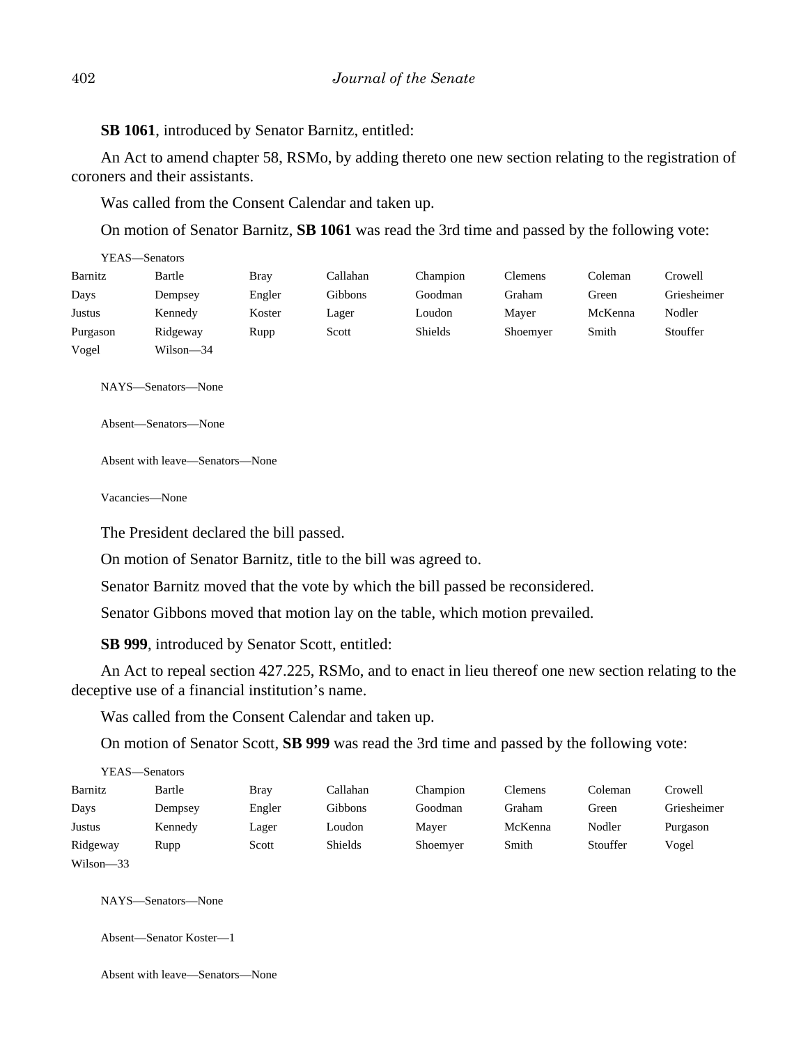**SB 1061**, introduced by Senator Barnitz, entitled:

An Act to amend chapter 58, RSMo, by adding thereto one new section relating to the registration of coroners and their assistants.

Was called from the Consent Calendar and taken up.

On motion of Senator Barnitz, **SB 1061** was read the 3rd time and passed by the following vote:

YEAS—Senators

| | | | | | | | |
|---|---|---|---|---|---|---|---|
| Barnitz | Bartle | Bray | Callahan | Champion | Clemens | Coleman | Crowell |
| Days | Dempsey | Engler | Gibbons | Goodman | Graham | Green | Griesheimer |
| Justus | Kennedy | Koster | Lager | Loudon | Mayer | McKenna | Nodler |
| Purgason | Ridgeway | Rupp | Scott | Shields | Shoemyer | Smith | Stouffer |
| Vogel | Wilson—34 | | | | | | |

NAYS—Senators—None

Absent—Senators—None

Absent with leave—Senators—None

Vacancies—None

The President declared the bill passed.

On motion of Senator Barnitz, title to the bill was agreed to.

Senator Barnitz moved that the vote by which the bill passed be reconsidered.

Senator Gibbons moved that motion lay on the table, which motion prevailed.

**SB 999**, introduced by Senator Scott, entitled:

An Act to repeal section 427.225, RSMo, and to enact in lieu thereof one new section relating to the deceptive use of a financial institution's name.

Was called from the Consent Calendar and taken up.

On motion of Senator Scott, **SB 999** was read the 3rd time and passed by the following vote:

YEAS—Senators

| | | | | | | | |
|---|---|---|---|---|---|---|---|
| Barnitz | Bartle | Bray | Callahan | Champion | Clemens | Coleman | Crowell |
| Days | Dempsey | Engler | Gibbons | Goodman | Graham | Green | Griesheimer |
| Justus | Kennedy | Lager | Loudon | Mayer | McKenna | Nodler | Purgason |
| Ridgeway | Rupp | Scott | Shields | Shoemyer | Smith | Stouffer | Vogel |
| Wilson—33 | | | | | | | |

NAYS—Senators—None

Absent—Senator Koster—1

Absent with leave—Senators—None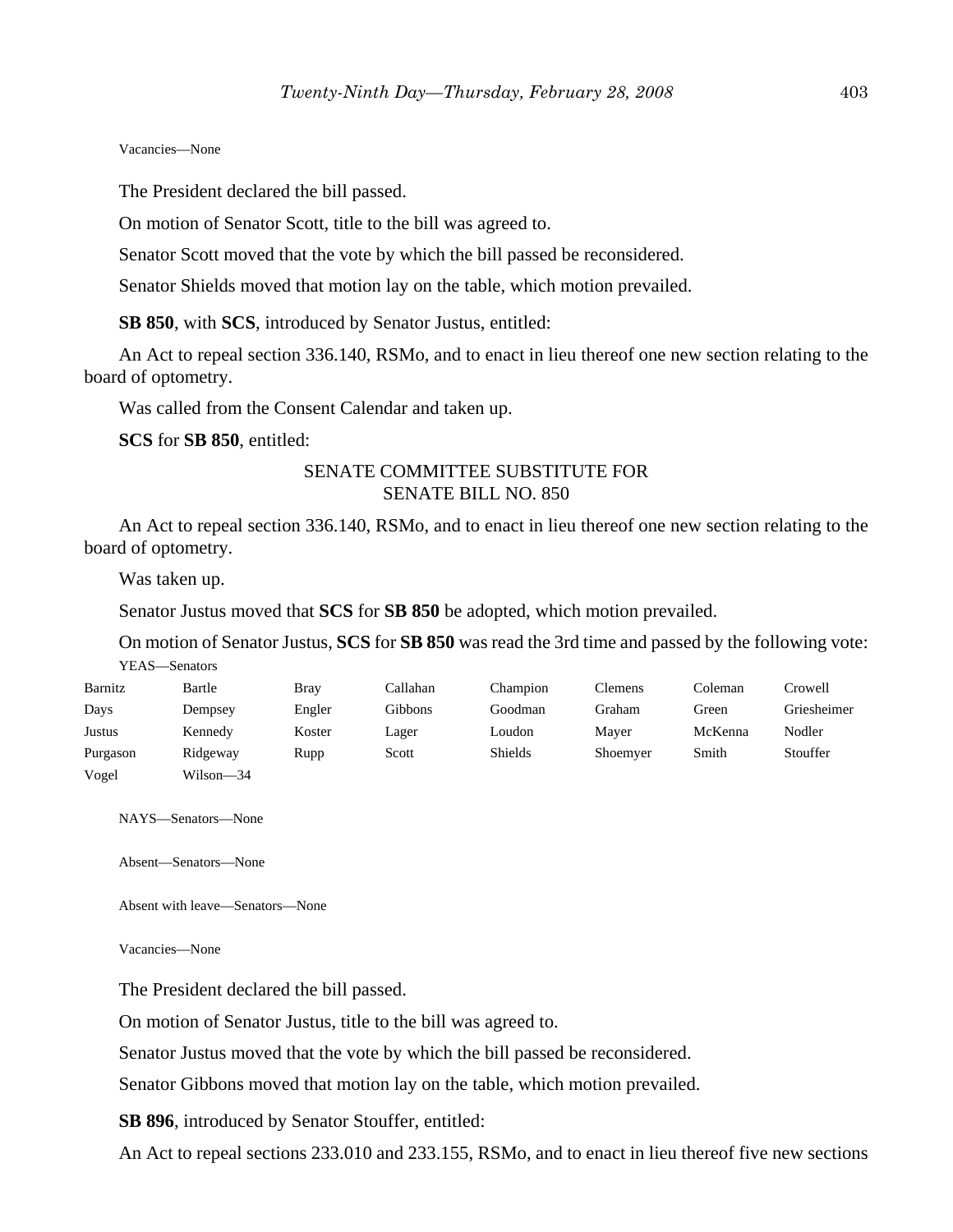Vacancies—None

The President declared the bill passed.

On motion of Senator Scott, title to the bill was agreed to.

Senator Scott moved that the vote by which the bill passed be reconsidered.

Senator Shields moved that motion lay on the table, which motion prevailed.

**SB 850**, with **SCS**, introduced by Senator Justus, entitled:

An Act to repeal section 336.140, RSMo, and to enact in lieu thereof one new section relating to the board of optometry.

Was called from the Consent Calendar and taken up.

**SCS** for **SB 850**, entitled:

SENATE COMMITTEE SUBSTITUTE FOR
SENATE BILL NO. 850

An Act to repeal section 336.140, RSMo, and to enact in lieu thereof one new section relating to the board of optometry.

Was taken up.

Senator Justus moved that **SCS** for **SB 850** be adopted, which motion prevailed.

On motion of Senator Justus, **SCS** for **SB 850** was read the 3rd time and passed by the following vote:

YEAS—Senators

| | | | | | | | |
|---|---|---|---|---|---|---|---|
| Barnitz | Bartle | Bray | Callahan | Champion | Clemens | Coleman | Crowell |
| Days | Dempsey | Engler | Gibbons | Goodman | Graham | Green | Griesheimer |
| Justus | Kennedy | Koster | Lager | Loudon | Mayer | McKenna | Nodler |
| Purgason | Ridgeway | Rupp | Scott | Shields | Shoemyer | Smith | Stouffer |
| Vogel | Wilson—34 | | | | | | |

NAYS—Senators—None

Absent—Senators—None

Absent with leave—Senators—None

Vacancies—None

The President declared the bill passed.

On motion of Senator Justus, title to the bill was agreed to.

Senator Justus moved that the vote by which the bill passed be reconsidered.

Senator Gibbons moved that motion lay on the table, which motion prevailed.

**SB 896**, introduced by Senator Stouffer, entitled:

An Act to repeal sections 233.010 and 233.155, RSMo, and to enact in lieu thereof five new sections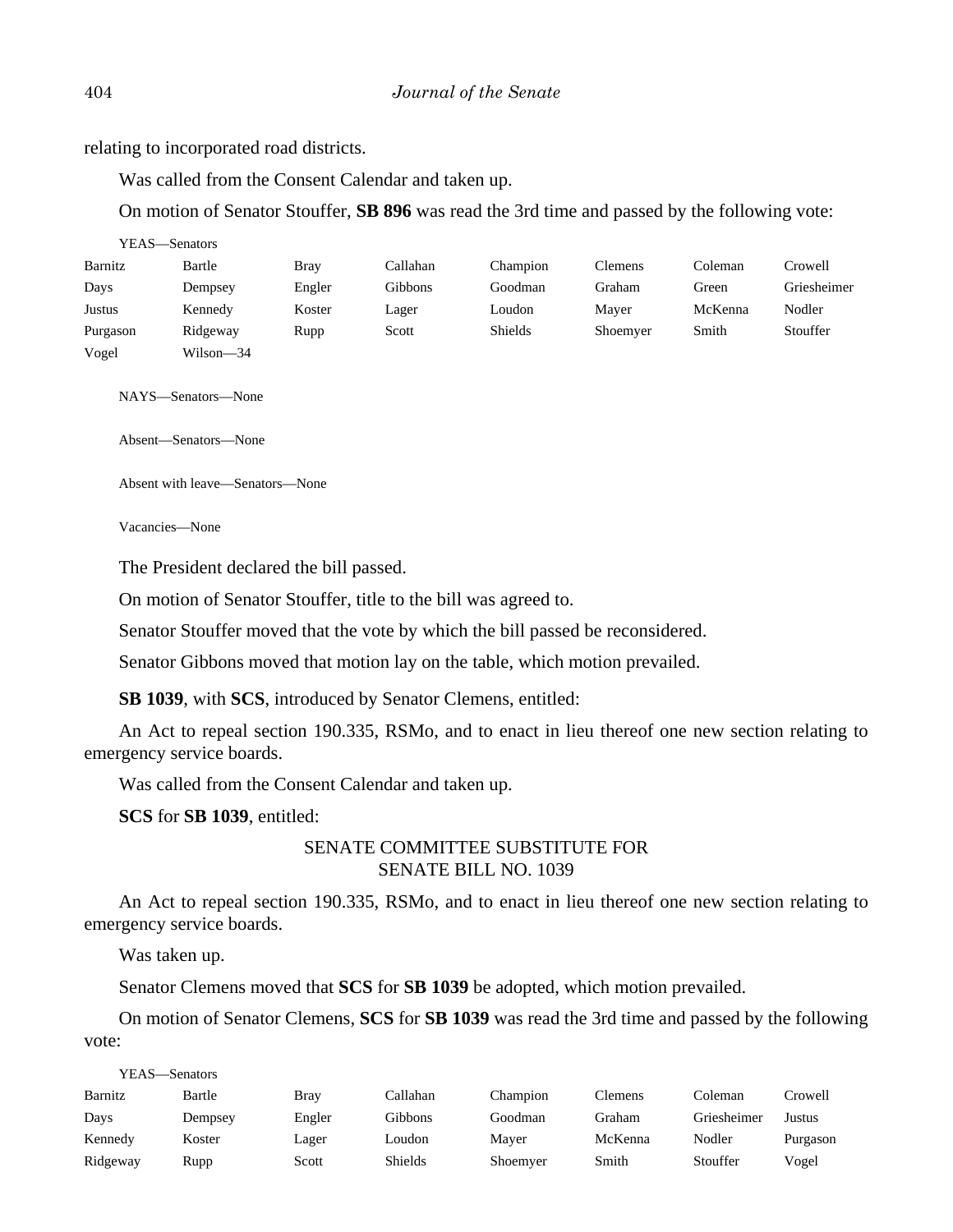relating to incorporated road districts.

Was called from the Consent Calendar and taken up.

On motion of Senator Stouffer, **SB 896** was read the 3rd time and passed by the following vote:

YEAS—Senators

| | | | | | | | |
|---|---|---|---|---|---|---|---|
| Barnitz | Bartle | Bray | Callahan | Champion | Clemens | Coleman | Crowell |
| Days | Dempsey | Engler | Gibbons | Goodman | Graham | Green | Griesheimer |
| Justus | Kennedy | Koster | Lager | Loudon | Mayer | McKenna | Nodler |
| Purgason | Ridgeway | Rupp | Scott | Shields | Shoemyer | Smith | Stouffer |
| Vogel | Wilson—34 | | | | | | |

NAYS—Senators—None

Absent—Senators—None

Absent with leave—Senators—None

Vacancies—None

The President declared the bill passed.

On motion of Senator Stouffer, title to the bill was agreed to.

Senator Stouffer moved that the vote by which the bill passed be reconsidered.

Senator Gibbons moved that motion lay on the table, which motion prevailed.

**SB 1039**, with **SCS**, introduced by Senator Clemens, entitled:

An Act to repeal section 190.335, RSMo, and to enact in lieu thereof one new section relating to emergency service boards.

Was called from the Consent Calendar and taken up.

**SCS** for **SB 1039**, entitled:

SENATE COMMITTEE SUBSTITUTE FOR
SENATE BILL NO. 1039

An Act to repeal section 190.335, RSMo, and to enact in lieu thereof one new section relating to emergency service boards.

Was taken up.

Senator Clemens moved that **SCS** for **SB 1039** be adopted, which motion prevailed.

On motion of Senator Clemens, **SCS** for **SB 1039** was read the 3rd time and passed by the following vote:

YEAS—Senators

| | | | | | | | |
|---|---|---|---|---|---|---|---|
| Barnitz | Bartle | Bray | Callahan | Champion | Clemens | Coleman | Crowell |
| Days | Dempsey | Engler | Gibbons | Goodman | Graham | Griesheimer | Justus |
| Kennedy | Koster | Lager | Loudon | Mayer | McKenna | Nodler | Purgason |
| Ridgeway | Rupp | Scott | Shields | Shoemyer | Smith | Stouffer | Vogel |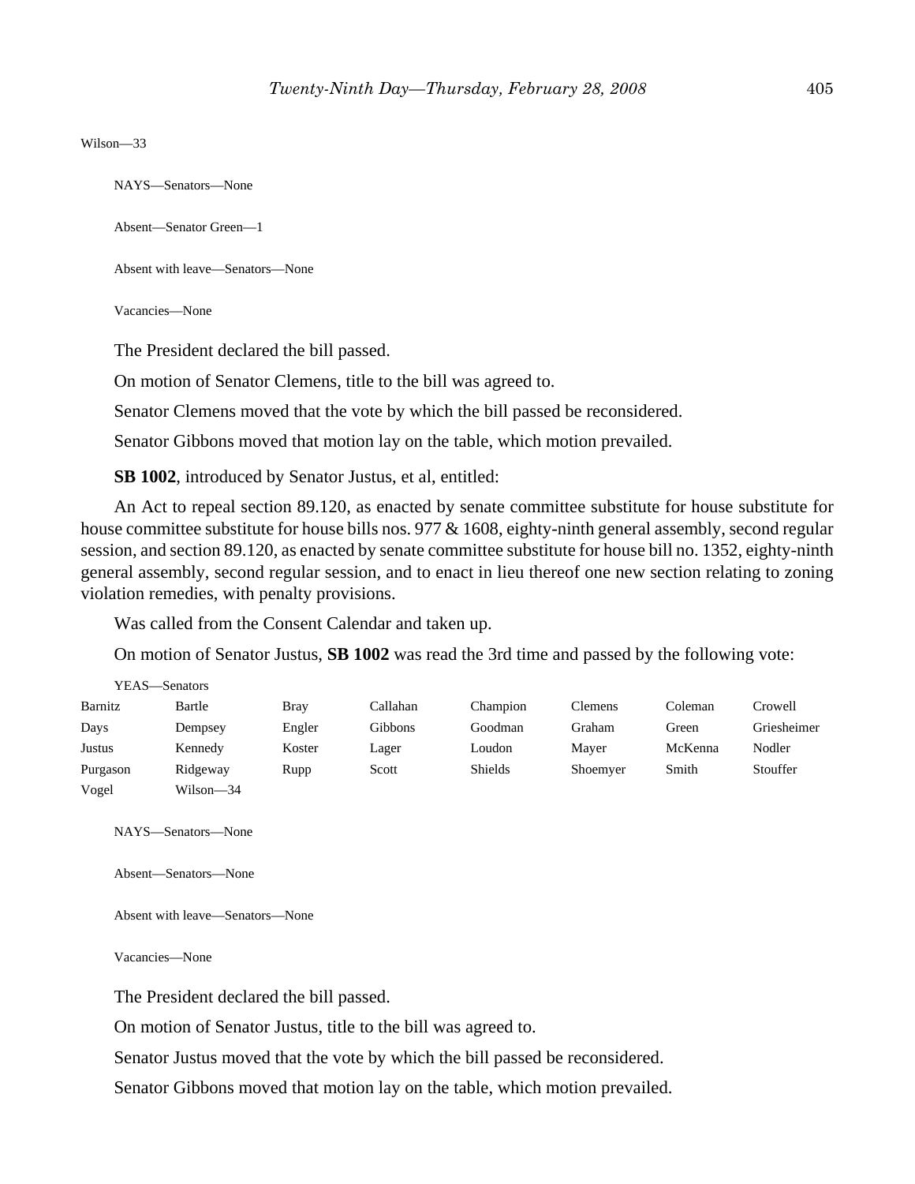Wilson—33

NAYS—Senators—None

Absent—Senator Green—1

Absent with leave—Senators—None

Vacancies—None

The President declared the bill passed.

On motion of Senator Clemens, title to the bill was agreed to.

Senator Clemens moved that the vote by which the bill passed be reconsidered.

Senator Gibbons moved that motion lay on the table, which motion prevailed.

**SB 1002**, introduced by Senator Justus, et al, entitled:

An Act to repeal section 89.120, as enacted by senate committee substitute for house substitute for house committee substitute for house bills nos. 977 & 1608, eighty-ninth general assembly, second regular session, and section 89.120, as enacted by senate committee substitute for house bill no. 1352, eighty-ninth general assembly, second regular session, and to enact in lieu thereof one new section relating to zoning violation remedies, with penalty provisions.

Was called from the Consent Calendar and taken up.

On motion of Senator Justus, **SB 1002** was read the 3rd time and passed by the following vote:

YEAS—Senators

| | | | | | | | |
|---|---|---|---|---|---|---|---|
| Barnitz | Bartle | Bray | Callahan | Champion | Clemens | Coleman | Crowell |
| Days | Dempsey | Engler | Gibbons | Goodman | Graham | Green | Griesheimer |
| Justus | Kennedy | Koster | Lager | Loudon | Mayer | McKenna | Nodler |
| Purgason | Ridgeway | Rupp | Scott | Shields | Shoemyer | Smith | Stouffer |
| Vogel | Wilson—34 | | | | | | |

NAYS—Senators—None

Absent—Senators—None

Absent with leave—Senators—None

Vacancies—None

The President declared the bill passed.

On motion of Senator Justus, title to the bill was agreed to.

Senator Justus moved that the vote by which the bill passed be reconsidered.

Senator Gibbons moved that motion lay on the table, which motion prevailed.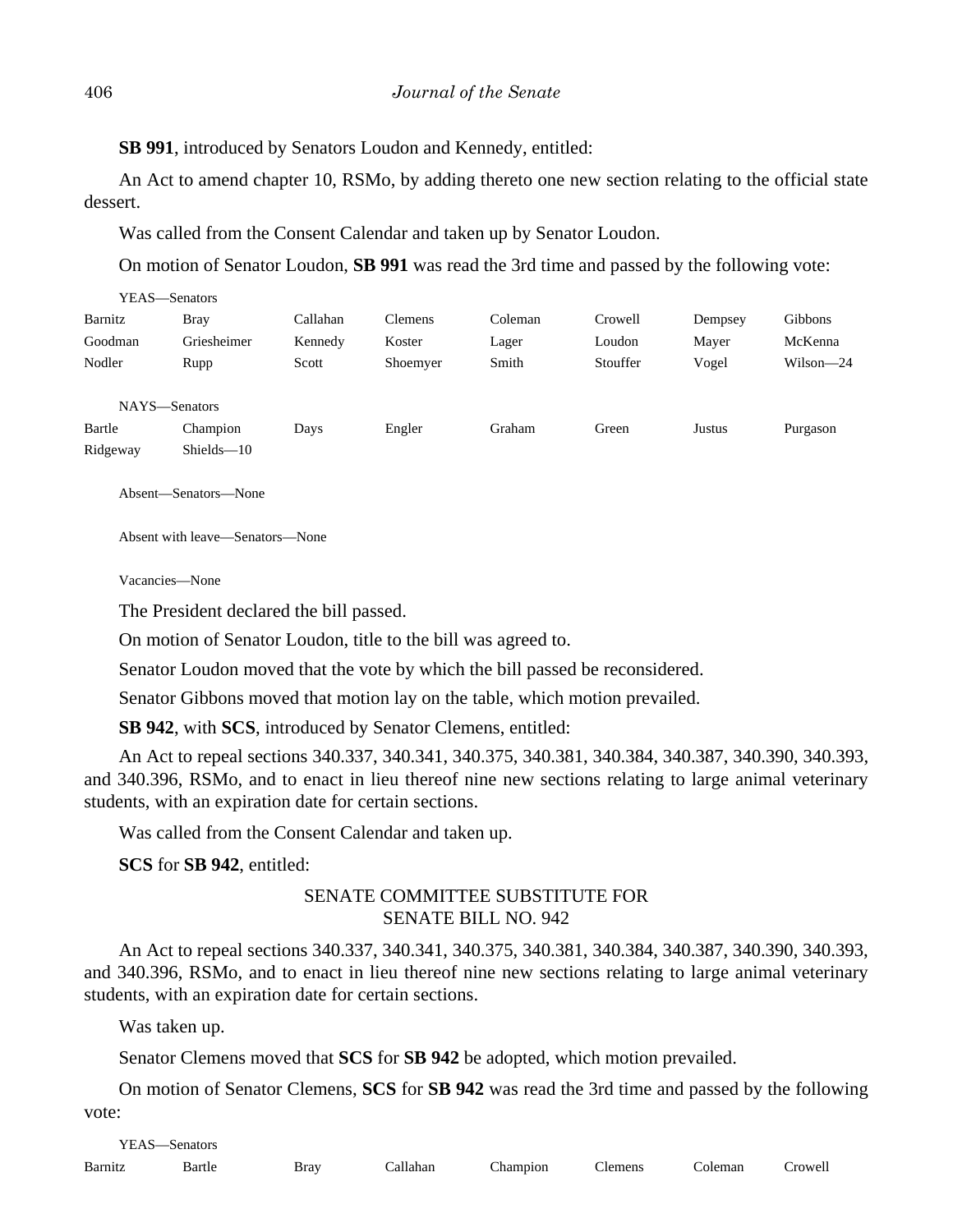**SB 991**, introduced by Senators Loudon and Kennedy, entitled:

An Act to amend chapter 10, RSMo, by adding thereto one new section relating to the official state dessert.

Was called from the Consent Calendar and taken up by Senator Loudon.

On motion of Senator Loudon, **SB 991** was read the 3rd time and passed by the following vote:

YEAS—Senators

| | | | | | | | |
|---|---|---|---|---|---|---|---|
| Barnitz | Bray | Callahan | Clemens | Coleman | Crowell | Dempsey | Gibbons |
| Goodman | Griesheimer | Kennedy | Koster | Lager | Loudon | Mayer | McKenna |
| Nodler | Rupp | Scott | Shoemyer | Smith | Stouffer | Vogel | Wilson—24 |

NAYS—Senators

| | | | | | | | |
|---|---|---|---|---|---|---|---|
| Bartle | Champion | Days | Engler | Graham | Green | Justus | Purgason |
| Ridgeway | Shields—10 | | | | | | |

Absent—Senators—None

Absent with leave—Senators—None

Vacancies—None

The President declared the bill passed.

On motion of Senator Loudon, title to the bill was agreed to.

Senator Loudon moved that the vote by which the bill passed be reconsidered.

Senator Gibbons moved that motion lay on the table, which motion prevailed.

**SB 942**, with **SCS**, introduced by Senator Clemens, entitled:

An Act to repeal sections 340.337, 340.341, 340.375, 340.381, 340.384, 340.387, 340.390, 340.393, and 340.396, RSMo, and to enact in lieu thereof nine new sections relating to large animal veterinary students, with an expiration date for certain sections.

Was called from the Consent Calendar and taken up.

**SCS** for **SB 942**, entitled:

SENATE COMMITTEE SUBSTITUTE FOR
SENATE BILL NO. 942

An Act to repeal sections 340.337, 340.341, 340.375, 340.381, 340.384, 340.387, 340.390, 340.393, and 340.396, RSMo, and to enact in lieu thereof nine new sections relating to large animal veterinary students, with an expiration date for certain sections.

Was taken up.

Senator Clemens moved that **SCS** for **SB 942** be adopted, which motion prevailed.

On motion of Senator Clemens, **SCS** for **SB 942** was read the 3rd time and passed by the following vote:

YEAS—Senators

| | | | | | | | |
|---|---|---|---|---|---|---|---|
| Barnitz | Bartle | Bray | Callahan | Champion | Clemens | Coleman | Crowell |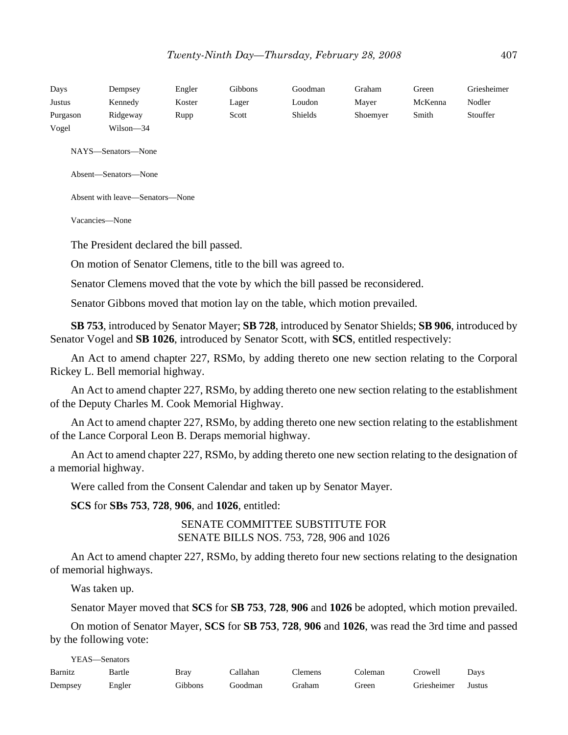| | | | | | | | |
|---|---|---|---|---|---|---|---|
| Days | Dempsey | Engler | Gibbons | Goodman | Graham | Green | Griesheimer |
| Justus | Kennedy | Koster | Lager | Loudon | Mayer | McKenna | Nodler |
| Purgason | Ridgeway | Rupp | Scott | Shields | Shoemyer | Smith | Stouffer |
| Vogel | Wilson—34 | | | | | | |

NAYS—Senators—None

Absent—Senators—None

Absent with leave—Senators—None

Vacancies—None

The President declared the bill passed.

On motion of Senator Clemens, title to the bill was agreed to.

Senator Clemens moved that the vote by which the bill passed be reconsidered.

Senator Gibbons moved that motion lay on the table, which motion prevailed.

**SB 753**, introduced by Senator Mayer; **SB 728**, introduced by Senator Shields; **SB 906**, introduced by Senator Vogel and **SB 1026**, introduced by Senator Scott, with **SCS**, entitled respectively:

An Act to amend chapter 227, RSMo, by adding thereto one new section relating to the Corporal Rickey L. Bell memorial highway.

An Act to amend chapter 227, RSMo, by adding thereto one new section relating to the establishment of the Deputy Charles M. Cook Memorial Highway.

An Act to amend chapter 227, RSMo, by adding thereto one new section relating to the establishment of the Lance Corporal Leon B. Deraps memorial highway.

An Act to amend chapter 227, RSMo, by adding thereto one new section relating to the designation of a memorial highway.

Were called from the Consent Calendar and taken up by Senator Mayer.

**SCS** for **SBs 753**, **728**, **906**, and **1026**, entitled:

SENATE COMMITTEE SUBSTITUTE FOR
SENATE BILLS NOS. 753, 728, 906 and 1026

An Act to amend chapter 227, RSMo, by adding thereto four new sections relating to the designation of memorial highways.

Was taken up.

Senator Mayer moved that **SCS** for **SB 753**, **728**, **906** and **1026** be adopted, which motion prevailed.

On motion of Senator Mayer, **SCS** for **SB 753**, **728**, **906** and **1026**, was read the 3rd time and passed by the following vote:

YEAS—Senators

| | | | | | | | |
|---|---|---|---|---|---|---|---|
| Barnitz | Bartle | Bray | Callahan | Clemens | Coleman | Crowell | Days |
| Dempsey | Engler | Gibbons | Goodman | Graham | Green | Griesheimer | Justus |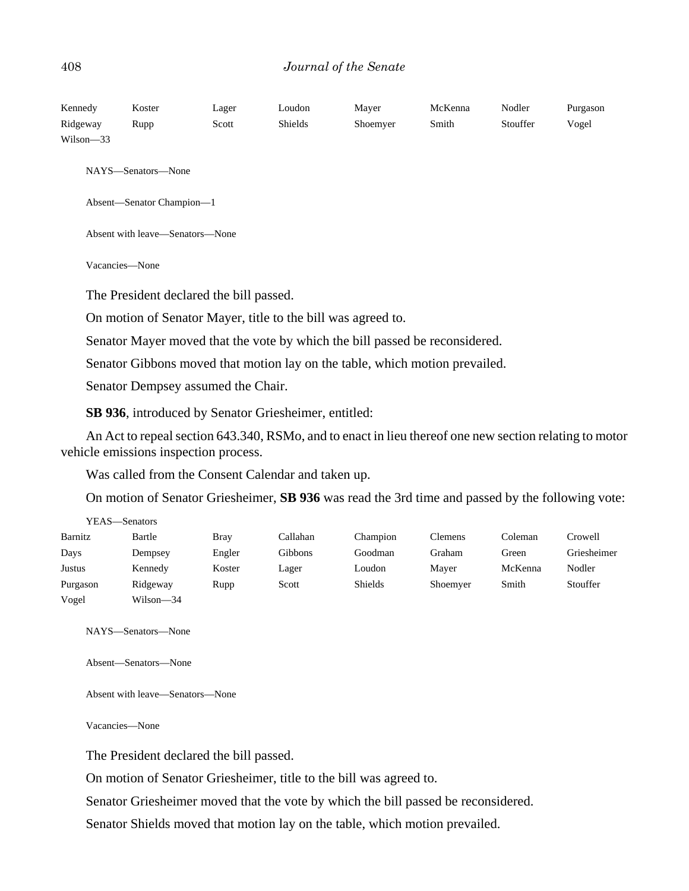Kennedy Koster Lager Loudon Mayer McKenna Nodler Purgason
Ridgeway Rupp Scott Shields Shoemyer Smith Stouffer Vogel
Wilson—33

NAYS—Senators—None

Absent—Senator Champion—1

Absent with leave—Senators—None

Vacancies—None

The President declared the bill passed.

On motion of Senator Mayer, title to the bill was agreed to.

Senator Mayer moved that the vote by which the bill passed be reconsidered.

Senator Gibbons moved that motion lay on the table, which motion prevailed.

Senator Dempsey assumed the Chair.

**SB 936**, introduced by Senator Griesheimer, entitled:

An Act to repeal section 643.340, RSMo, and to enact in lieu thereof one new section relating to motor vehicle emissions inspection process.

Was called from the Consent Calendar and taken up.

On motion of Senator Griesheimer, **SB 936** was read the 3rd time and passed by the following vote:

YEAS—Senators

Barnitz Bartle Bray Callahan Champion Clemens Coleman Crowell
Days Dempsey Engler Gibbons Goodman Graham Green Griesheimer
Justus Kennedy Koster Lager Loudon Mayer McKenna Nodler
Purgason Ridgeway Rupp Scott Shields Shoemyer Smith Stouffer
Vogel Wilson—34

NAYS—Senators—None

Absent—Senators—None

Absent with leave—Senators—None

Vacancies—None

The President declared the bill passed.

On motion of Senator Griesheimer, title to the bill was agreed to.

Senator Griesheimer moved that the vote by which the bill passed be reconsidered.

Senator Shields moved that motion lay on the table, which motion prevailed.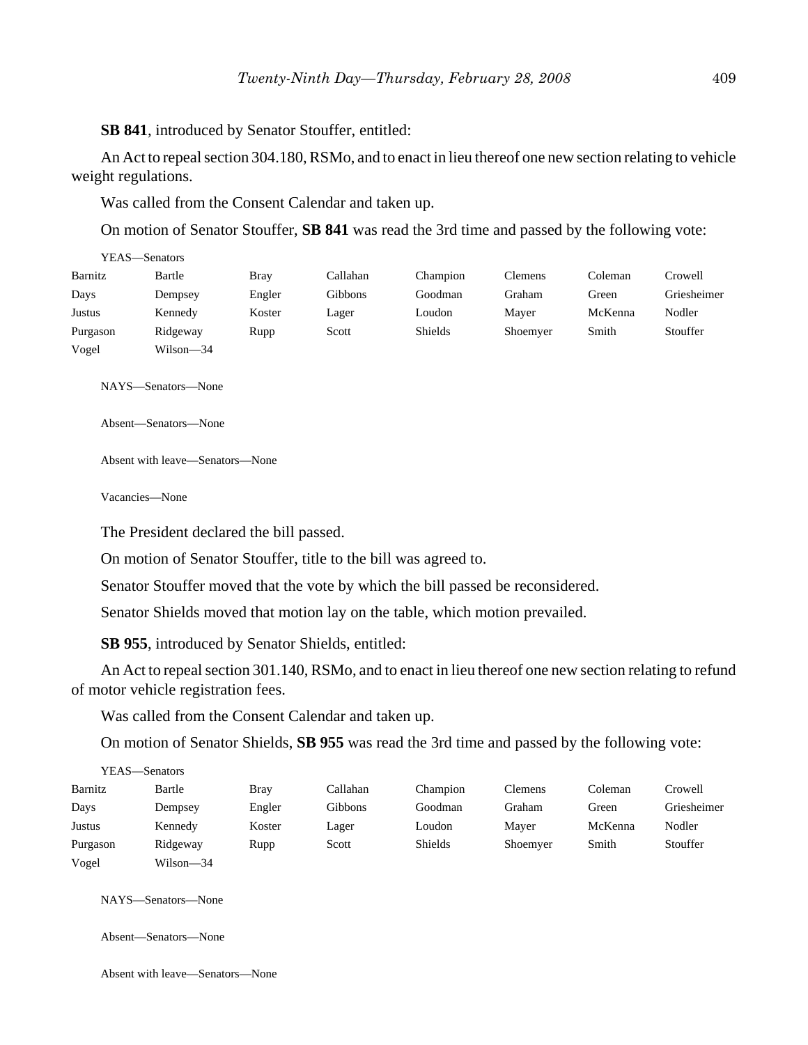**SB 841**, introduced by Senator Stouffer, entitled:

An Act to repeal section 304.180, RSMo, and to enact in lieu thereof one new section relating to vehicle weight regulations.

Was called from the Consent Calendar and taken up.

On motion of Senator Stouffer, **SB 841** was read the 3rd time and passed by the following vote:

YEAS—Senators

| | | | | | | | |
|---|---|---|---|---|---|---|---|
| Barnitz | Bartle | Bray | Callahan | Champion | Clemens | Coleman | Crowell |
| Days | Dempsey | Engler | Gibbons | Goodman | Graham | Green | Griesheimer |
| Justus | Kennedy | Koster | Lager | Loudon | Mayer | McKenna | Nodler |
| Purgason | Ridgeway | Rupp | Scott | Shields | Shoemyer | Smith | Stouffer |
| Vogel | Wilson—34 | | | | | | |

NAYS—Senators—None

Absent—Senators—None

Absent with leave—Senators—None

Vacancies—None

The President declared the bill passed.

On motion of Senator Stouffer, title to the bill was agreed to.

Senator Stouffer moved that the vote by which the bill passed be reconsidered.

Senator Shields moved that motion lay on the table, which motion prevailed.

**SB 955**, introduced by Senator Shields, entitled:

An Act to repeal section 301.140, RSMo, and to enact in lieu thereof one new section relating to refund of motor vehicle registration fees.

Was called from the Consent Calendar and taken up.

On motion of Senator Shields, **SB 955** was read the 3rd time and passed by the following vote:

YEAS—Senators

| | | | | | | | |
|---|---|---|---|---|---|---|---|
| Barnitz | Bartle | Bray | Callahan | Champion | Clemens | Coleman | Crowell |
| Days | Dempsey | Engler | Gibbons | Goodman | Graham | Green | Griesheimer |
| Justus | Kennedy | Koster | Lager | Loudon | Mayer | McKenna | Nodler |
| Purgason | Ridgeway | Rupp | Scott | Shields | Shoemyer | Smith | Stouffer |
| Vogel | Wilson—34 | | | | | | |

NAYS—Senators—None

Absent—Senators—None

Absent with leave—Senators—None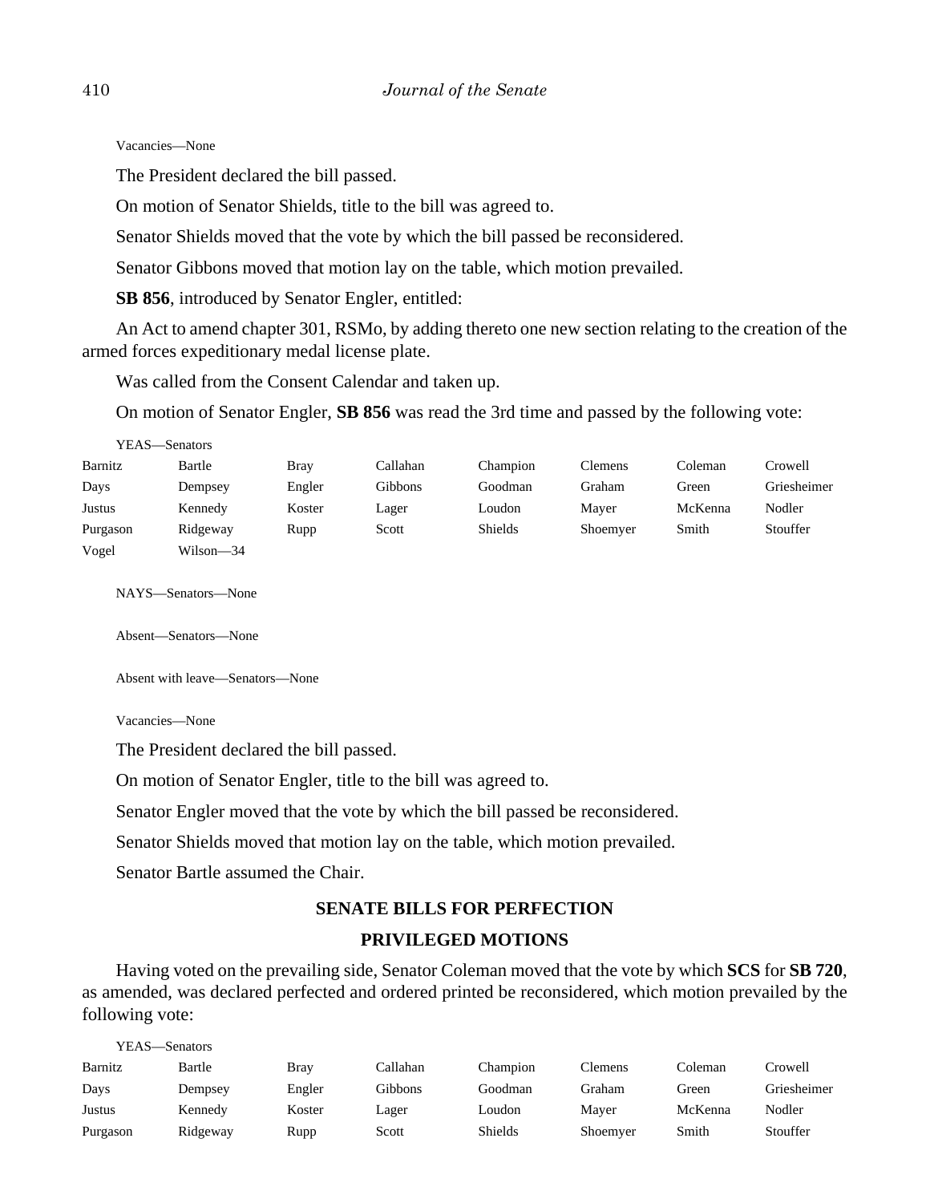Vacancies—None

The President declared the bill passed.

On motion of Senator Shields, title to the bill was agreed to.

Senator Shields moved that the vote by which the bill passed be reconsidered.

Senator Gibbons moved that motion lay on the table, which motion prevailed.

**SB 856**, introduced by Senator Engler, entitled:

An Act to amend chapter 301, RSMo, by adding thereto one new section relating to the creation of the armed forces expeditionary medal license plate.

Was called from the Consent Calendar and taken up.

On motion of Senator Engler, **SB 856** was read the 3rd time and passed by the following vote:

YEAS—Senators

| | | | | | | | |
|---|---|---|---|---|---|---|---|
| Barnitz | Bartle | Bray | Callahan | Champion | Clemens | Coleman | Crowell |
| Days | Dempsey | Engler | Gibbons | Goodman | Graham | Green | Griesheimer |
| Justus | Kennedy | Koster | Lager | Loudon | Mayer | McKenna | Nodler |
| Purgason | Ridgeway | Rupp | Scott | Shields | Shoemyer | Smith | Stouffer |
| Vogel | Wilson—34 | | | | | | |

NAYS—Senators—None

Absent—Senators—None

Absent with leave—Senators—None

Vacancies—None

The President declared the bill passed.

On motion of Senator Engler, title to the bill was agreed to.

Senator Engler moved that the vote by which the bill passed be reconsidered.

Senator Shields moved that motion lay on the table, which motion prevailed.

Senator Bartle assumed the Chair.

## SENATE BILLS FOR PERFECTION

## PRIVILEGED MOTIONS

Having voted on the prevailing side, Senator Coleman moved that the vote by which **SCS** for **SB 720**, as amended, was declared perfected and ordered printed be reconsidered, which motion prevailed by the following vote:

YEAS—Senators

| | | | | | | | |
|---|---|---|---|---|---|---|---|
| Barnitz | Bartle | Bray | Callahan | Champion | Clemens | Coleman | Crowell |
| Days | Dempsey | Engler | Gibbons | Goodman | Graham | Green | Griesheimer |
| Justus | Kennedy | Koster | Lager | Loudon | Mayer | McKenna | Nodler |
| Purgason | Ridgeway | Rupp | Scott | Shields | Shoemyer | Smith | Stouffer |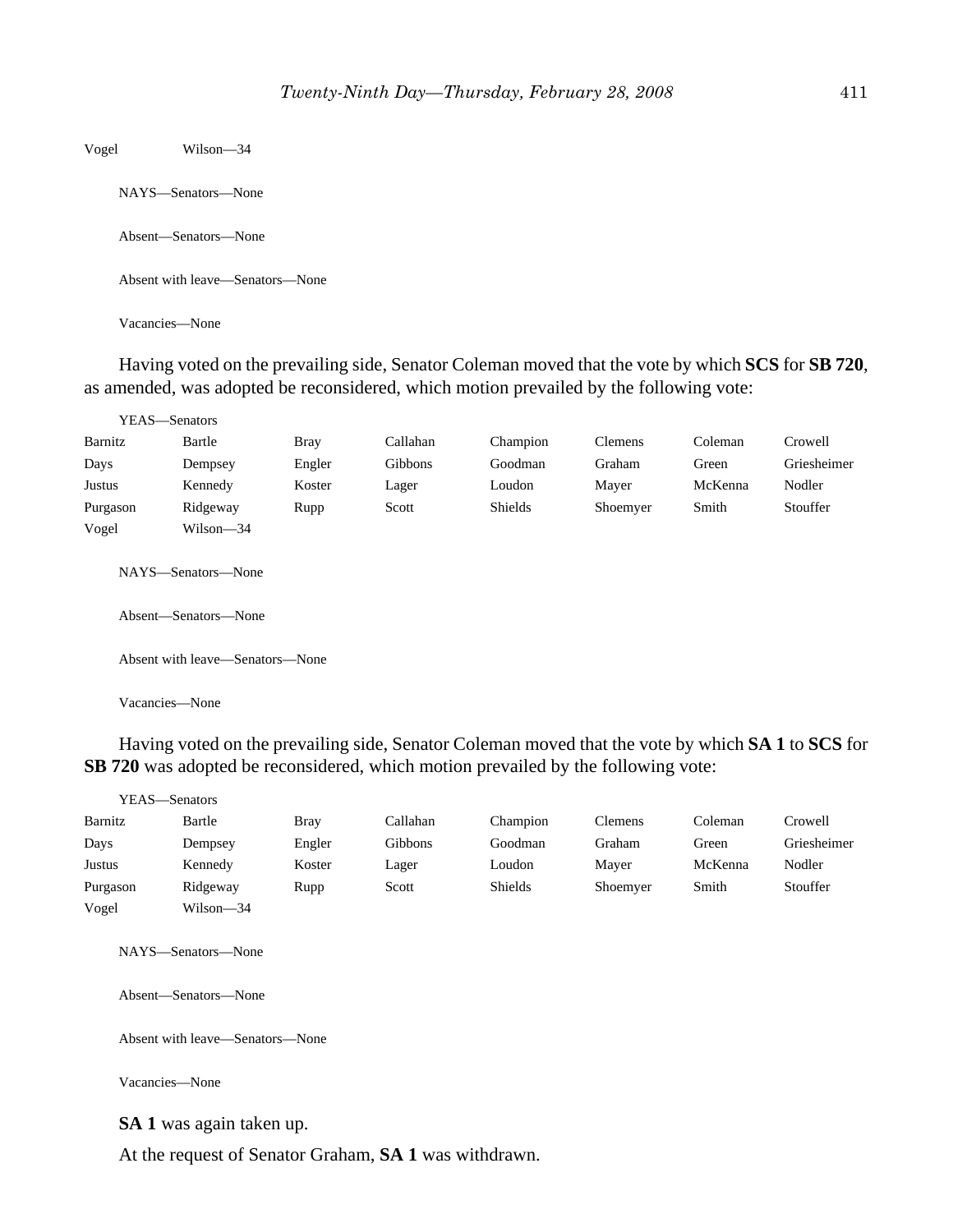Vogel Wilson—34

NAYS—Senators—None

Absent—Senators—None

Absent with leave—Senators—None

Vacancies—None

Having voted on the prevailing side, Senator Coleman moved that the vote by which **SCS** for **SB 720**, as amended, was adopted be reconsidered, which motion prevailed by the following vote:

YEAS—Senators

| | | | | | | | |
|---|---|---|---|---|---|---|---|
| Barnitz | Bartle | Bray | Callahan | Champion | Clemens | Coleman | Crowell |
| Days | Dempsey | Engler | Gibbons | Goodman | Graham | Green | Griesheimer |
| Justus | Kennedy | Koster | Lager | Loudon | Mayer | McKenna | Nodler |
| Purgason | Ridgeway | Rupp | Scott | Shields | Shoemyer | Smith | Stouffer |
| Vogel | Wilson—34 | | | | | | |

NAYS—Senators—None

Absent—Senators—None

Absent with leave—Senators—None

Vacancies—None

Having voted on the prevailing side, Senator Coleman moved that the vote by which **SA 1** to **SCS** for **SB 720** was adopted be reconsidered, which motion prevailed by the following vote:

YEAS—Senators

| | | | | | | | |
|---|---|---|---|---|---|---|---|
| Barnitz | Bartle | Bray | Callahan | Champion | Clemens | Coleman | Crowell |
| Days | Dempsey | Engler | Gibbons | Goodman | Graham | Green | Griesheimer |
| Justus | Kennedy | Koster | Lager | Loudon | Mayer | McKenna | Nodler |
| Purgason | Ridgeway | Rupp | Scott | Shields | Shoemyer | Smith | Stouffer |
| Vogel | Wilson—34 | | | | | | |

NAYS—Senators—None

Absent—Senators—None

Absent with leave—Senators—None

Vacancies—None

**SA 1** was again taken up.

At the request of Senator Graham, **SA 1** was withdrawn.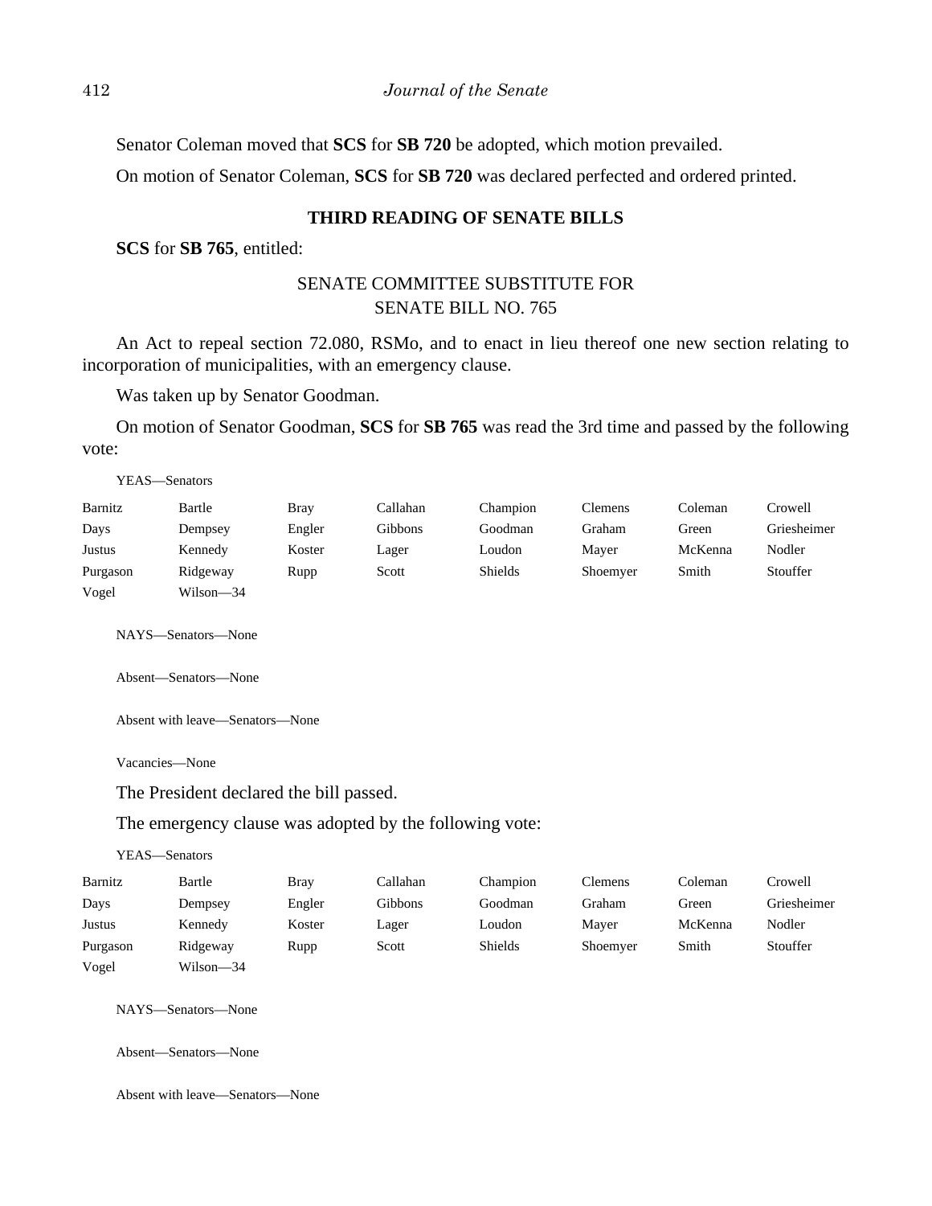Senator Coleman moved that **SCS** for **SB 720** be adopted, which motion prevailed.

On motion of Senator Coleman, **SCS** for **SB 720** was declared perfected and ordered printed.

## THIRD READING OF SENATE BILLS

**SCS** for **SB 765**, entitled:

SENATE COMMITTEE SUBSTITUTE FOR
SENATE BILL NO. 765

An Act to repeal section 72.080, RSMo, and to enact in lieu thereof one new section relating to incorporation of municipalities, with an emergency clause.

Was taken up by Senator Goodman.

On motion of Senator Goodman, **SCS** for **SB 765** was read the 3rd time and passed by the following vote:

YEAS—Senators

| | | | | | | | |
|---|---|---|---|---|---|---|---|
| Barnitz | Bartle | Bray | Callahan | Champion | Clemens | Coleman | Crowell |
| Days | Dempsey | Engler | Gibbons | Goodman | Graham | Green | Griesheimer |
| Justus | Kennedy | Koster | Lager | Loudon | Mayer | McKenna | Nodler |
| Purgason | Ridgeway | Rupp | Scott | Shields | Shoemyer | Smith | Stouffer |
| Vogel | Wilson—34 | | | | | | |

NAYS—Senators—None

Absent—Senators—None

Absent with leave—Senators—None

Vacancies—None

The President declared the bill passed.

The emergency clause was adopted by the following vote:

YEAS—Senators

| | | | | | | | |
|---|---|---|---|---|---|---|---|
| Barnitz | Bartle | Bray | Callahan | Champion | Clemens | Coleman | Crowell |
| Days | Dempsey | Engler | Gibbons | Goodman | Graham | Green | Griesheimer |
| Justus | Kennedy | Koster | Lager | Loudon | Mayer | McKenna | Nodler |
| Purgason | Ridgeway | Rupp | Scott | Shields | Shoemyer | Smith | Stouffer |
| Vogel | Wilson—34 | | | | | | |

NAYS—Senators—None

Absent—Senators—None

Absent with leave—Senators—None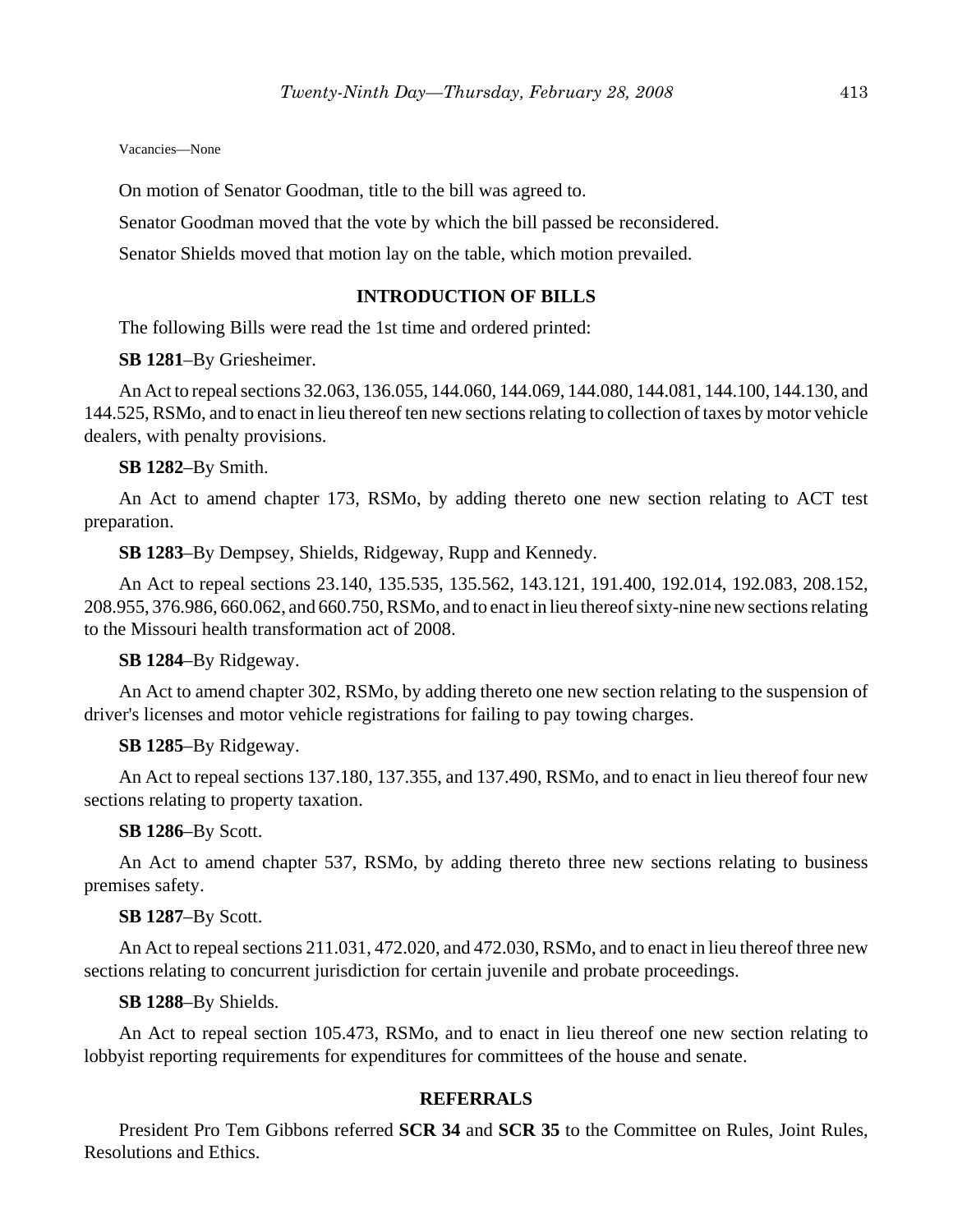Vacancies—None

On motion of Senator Goodman, title to the bill was agreed to.

Senator Goodman moved that the vote by which the bill passed be reconsidered.

Senator Shields moved that motion lay on the table, which motion prevailed.

## INTRODUCTION OF BILLS

The following Bills were read the 1st time and ordered printed:

**SB 1281**–By Griesheimer.

An Act to repeal sections 32.063, 136.055, 144.060, 144.069, 144.080, 144.081, 144.100, 144.130, and 144.525, RSMo, and to enact in lieu thereof ten new sections relating to collection of taxes by motor vehicle dealers, with penalty provisions.

**SB 1282**–By Smith.

An Act to amend chapter 173, RSMo, by adding thereto one new section relating to ACT test preparation.

**SB 1283**–By Dempsey, Shields, Ridgeway, Rupp and Kennedy.

An Act to repeal sections 23.140, 135.535, 135.562, 143.121, 191.400, 192.014, 192.083, 208.152, 208.955, 376.986, 660.062, and 660.750, RSMo, and to enact in lieu thereof sixty-nine new sections relating to the Missouri health transformation act of 2008.

**SB 1284**–By Ridgeway.

An Act to amend chapter 302, RSMo, by adding thereto one new section relating to the suspension of driver's licenses and motor vehicle registrations for failing to pay towing charges.

**SB 1285**–By Ridgeway.

An Act to repeal sections 137.180, 137.355, and 137.490, RSMo, and to enact in lieu thereof four new sections relating to property taxation.

**SB 1286**–By Scott.

An Act to amend chapter 537, RSMo, by adding thereto three new sections relating to business premises safety.

**SB 1287**–By Scott.

An Act to repeal sections 211.031, 472.020, and 472.030, RSMo, and to enact in lieu thereof three new sections relating to concurrent jurisdiction for certain juvenile and probate proceedings.

**SB 1288**–By Shields.

An Act to repeal section 105.473, RSMo, and to enact in lieu thereof one new section relating to lobbyist reporting requirements for expenditures for committees of the house and senate.

## REFERRALS

President Pro Tem Gibbons referred **SCR 34** and **SCR 35** to the Committee on Rules, Joint Rules, Resolutions and Ethics.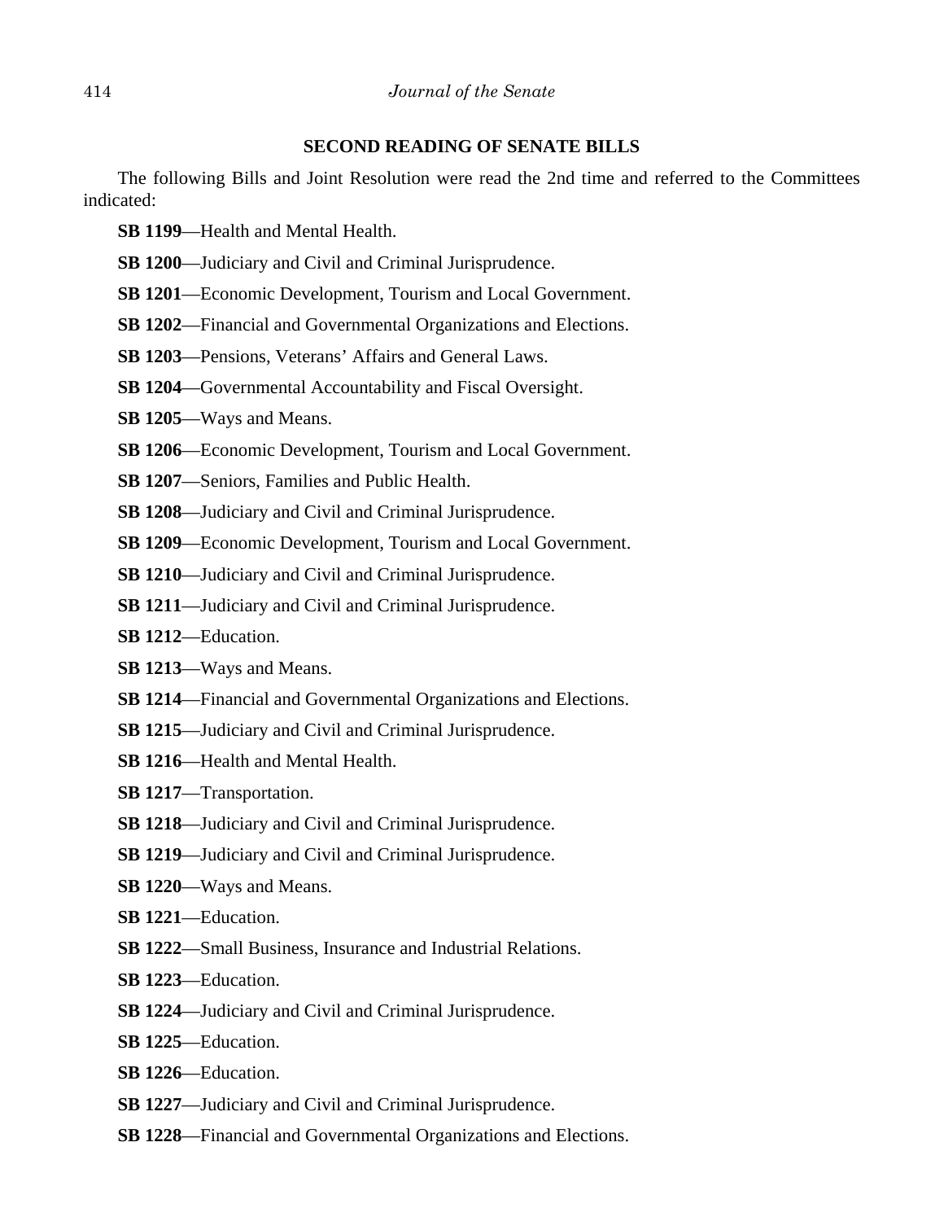## SECOND READING OF SENATE BILLS

The following Bills and Joint Resolution were read the 2nd time and referred to the Committees indicated:

**SB 1199**—Health and Mental Health.

**SB 1200**—Judiciary and Civil and Criminal Jurisprudence.

**SB 1201**—Economic Development, Tourism and Local Government.

**SB 1202**—Financial and Governmental Organizations and Elections.

**SB 1203**—Pensions, Veterans' Affairs and General Laws.

**SB 1204**—Governmental Accountability and Fiscal Oversight.

**SB 1205**—Ways and Means.

**SB 1206**—Economic Development, Tourism and Local Government.

**SB 1207**—Seniors, Families and Public Health.

**SB 1208**—Judiciary and Civil and Criminal Jurisprudence.

**SB 1209**—Economic Development, Tourism and Local Government.

**SB 1210**—Judiciary and Civil and Criminal Jurisprudence.

**SB 1211**—Judiciary and Civil and Criminal Jurisprudence.

**SB 1212**—Education.

**SB 1213**—Ways and Means.

**SB 1214**—Financial and Governmental Organizations and Elections.

**SB 1215**—Judiciary and Civil and Criminal Jurisprudence.

**SB 1216**—Health and Mental Health.

**SB 1217**—Transportation.

**SB 1218**—Judiciary and Civil and Criminal Jurisprudence.

**SB 1219**—Judiciary and Civil and Criminal Jurisprudence.

**SB 1220**—Ways and Means.

**SB 1221**—Education.

**SB 1222**—Small Business, Insurance and Industrial Relations.

**SB 1223**—Education.

**SB 1224**—Judiciary and Civil and Criminal Jurisprudence.

**SB 1225**—Education.

**SB 1226**—Education.

**SB 1227**—Judiciary and Civil and Criminal Jurisprudence.

**SB 1228**—Financial and Governmental Organizations and Elections.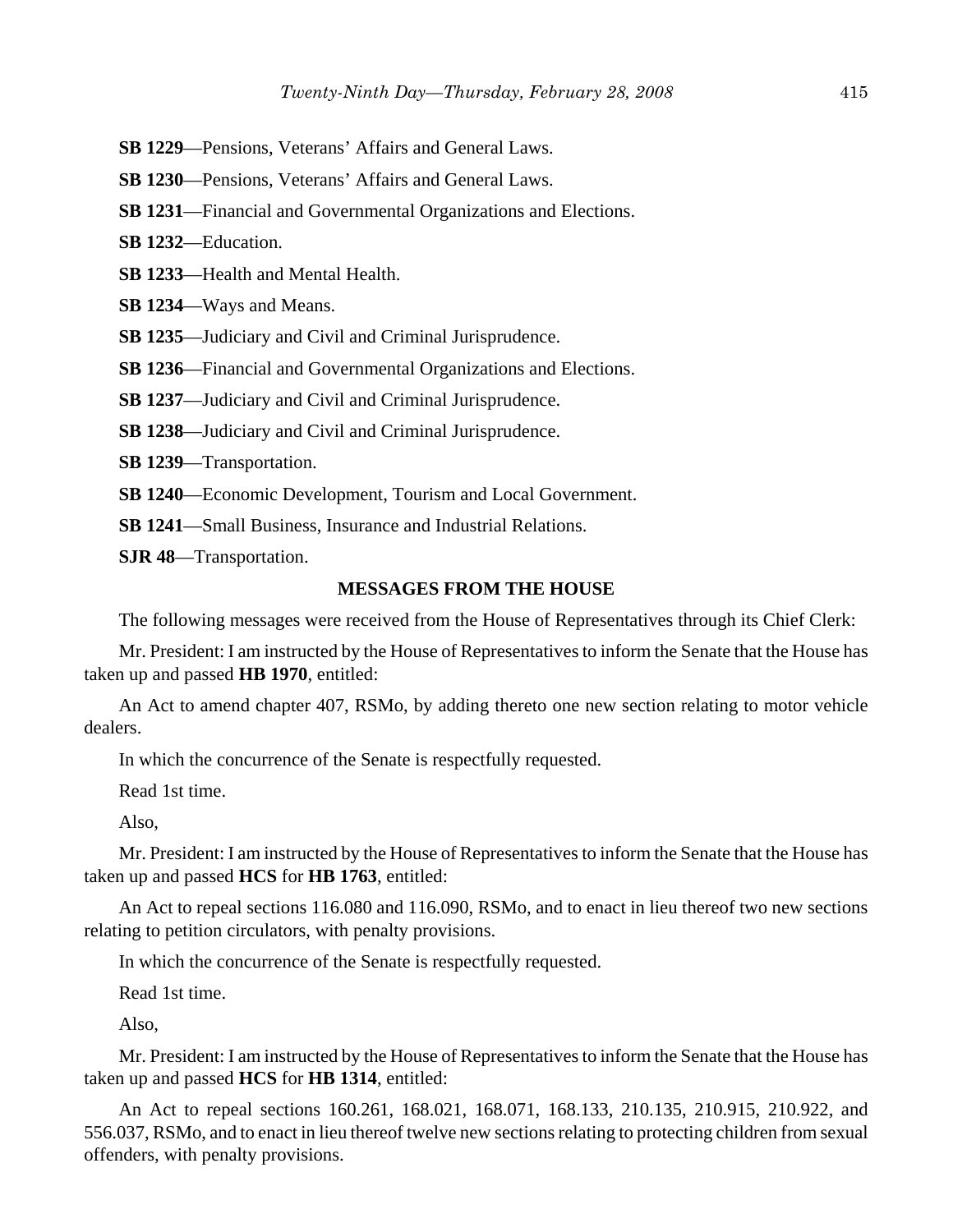**SB 1229**—Pensions, Veterans' Affairs and General Laws.

**SB 1230**—Pensions, Veterans' Affairs and General Laws.

**SB 1231**—Financial and Governmental Organizations and Elections.

**SB 1232**—Education.

**SB 1233**—Health and Mental Health.

**SB 1234**—Ways and Means.

**SB 1235**—Judiciary and Civil and Criminal Jurisprudence.

**SB 1236**—Financial and Governmental Organizations and Elections.

**SB 1237**—Judiciary and Civil and Criminal Jurisprudence.

**SB 1238**—Judiciary and Civil and Criminal Jurisprudence.

**SB 1239**—Transportation.

**SB 1240**—Economic Development, Tourism and Local Government.

**SB 1241**—Small Business, Insurance and Industrial Relations.

**SJR 48**—Transportation.

**MESSAGES FROM THE HOUSE**

The following messages were received from the House of Representatives through its Chief Clerk:

Mr. President: I am instructed by the House of Representatives to inform the Senate that the House has taken up and passed **HB 1970**, entitled:

An Act to amend chapter 407, RSMo, by adding thereto one new section relating to motor vehicle dealers.

In which the concurrence of the Senate is respectfully requested.

Read 1st time.

Also,

Mr. President: I am instructed by the House of Representatives to inform the Senate that the House has taken up and passed **HCS** for **HB 1763**, entitled:

An Act to repeal sections 116.080 and 116.090, RSMo, and to enact in lieu thereof two new sections relating to petition circulators, with penalty provisions.

In which the concurrence of the Senate is respectfully requested.

Read 1st time.

Also,

Mr. President: I am instructed by the House of Representatives to inform the Senate that the House has taken up and passed **HCS** for **HB 1314**, entitled:

An Act to repeal sections 160.261, 168.021, 168.071, 168.133, 210.135, 210.915, 210.922, and 556.037, RSMo, and to enact in lieu thereof twelve new sections relating to protecting children from sexual offenders, with penalty provisions.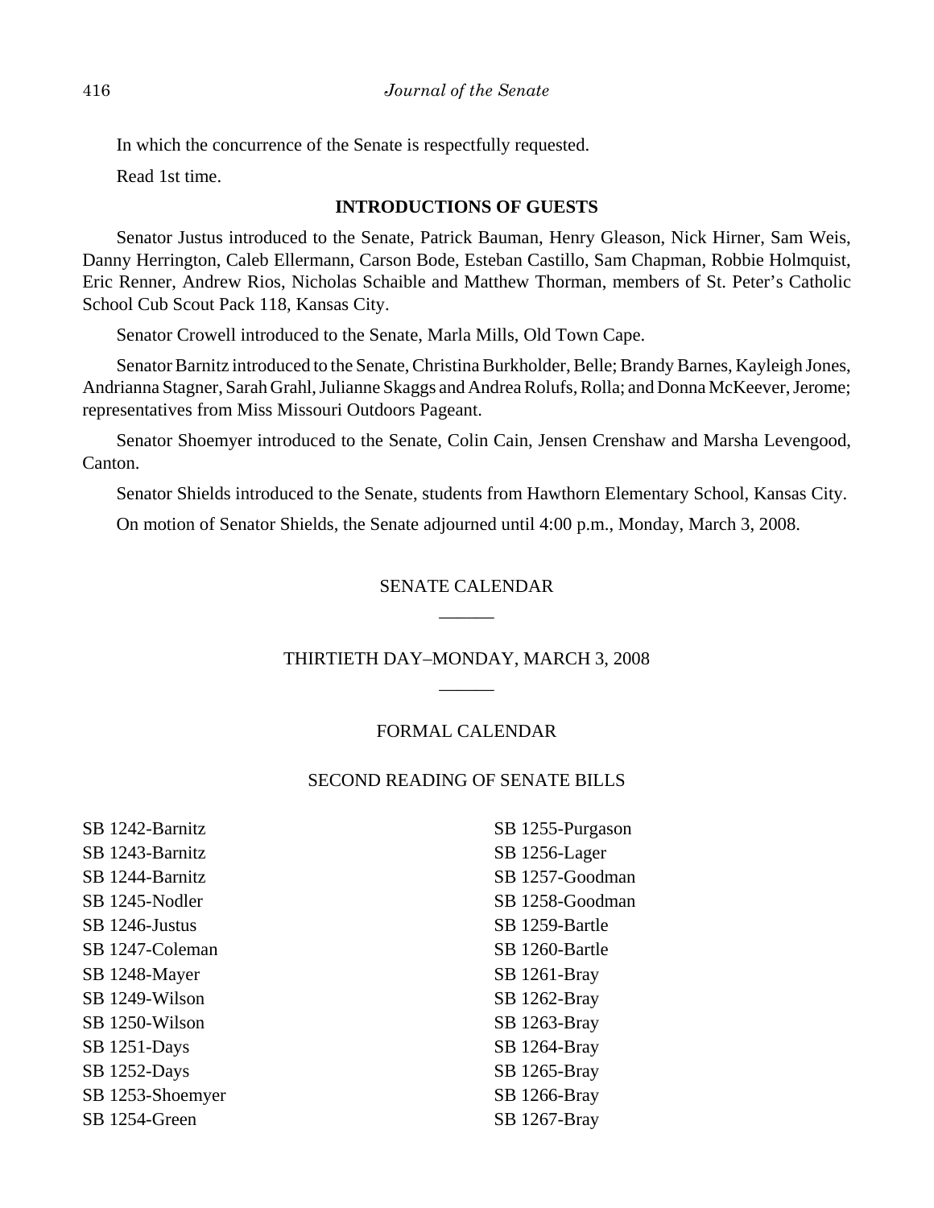In which the concurrence of the Senate is respectfully requested.

Read 1st time.

**INTRODUCTIONS OF GUESTS**

Senator Justus introduced to the Senate, Patrick Bauman, Henry Gleason, Nick Hirner, Sam Weis, Danny Herrington, Caleb Ellermann, Carson Bode, Esteban Castillo, Sam Chapman, Robbie Holmquist, Eric Renner, Andrew Rios, Nicholas Schaible and Matthew Thorman, members of St. Peter's Catholic School Cub Scout Pack 118, Kansas City.

Senator Crowell introduced to the Senate, Marla Mills, Old Town Cape.

Senator Barnitz introduced to the Senate, Christina Burkholder, Belle; Brandy Barnes, Kayleigh Jones, Andrianna Stagner, Sarah Grahl, Julianne Skaggs and Andrea Rolufs, Rolla; and Donna McKeever, Jerome; representatives from Miss Missouri Outdoors Pageant.

Senator Shoemyer introduced to the Senate, Colin Cain, Jensen Crenshaw and Marsha Levengood, Canton.

Senator Shields introduced to the Senate, students from Hawthorn Elementary School, Kansas City.

On motion of Senator Shields, the Senate adjourned until 4:00 p.m., Monday, March 3, 2008.

SENATE CALENDAR

______

THIRTIETH DAY–MONDAY, MARCH 3, 2008

______

FORMAL CALENDAR

SECOND READING OF SENATE BILLS

SB 1242-Barnitz
SB 1243-Barnitz
SB 1244-Barnitz
SB 1245-Nodler
SB 1246-Justus
SB 1247-Coleman
SB 1248-Mayer
SB 1249-Wilson
SB 1250-Wilson
SB 1251-Days
SB 1252-Days
SB 1253-Shoemyer
SB 1254-Green
SB 1255-Purgason
SB 1256-Lager
SB 1257-Goodman
SB 1258-Goodman
SB 1259-Bartle
SB 1260-Bartle
SB 1261-Bray
SB 1262-Bray
SB 1263-Bray
SB 1264-Bray
SB 1265-Bray
SB 1266-Bray
SB 1267-Bray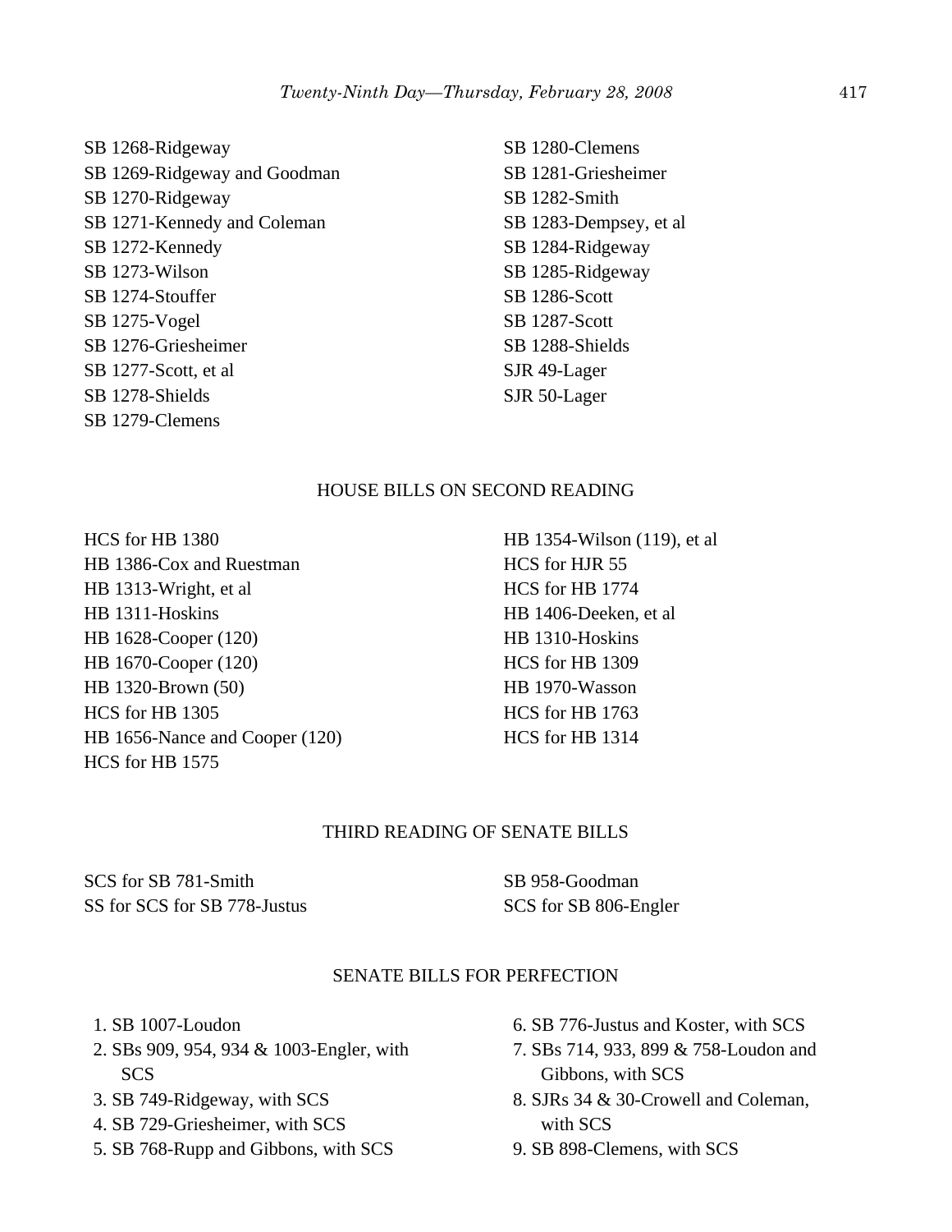SB 1268-Ridgeway
SB 1269-Ridgeway and Goodman
SB 1270-Ridgeway
SB 1271-Kennedy and Coleman
SB 1272-Kennedy
SB 1273-Wilson
SB 1274-Stouffer
SB 1275-Vogel
SB 1276-Griesheimer
SB 1277-Scott, et al
SB 1278-Shields
SB 1279-Clemens
SB 1280-Clemens
SB 1281-Griesheimer
SB 1282-Smith
SB 1283-Dempsey, et al
SB 1284-Ridgeway
SB 1285-Ridgeway
SB 1286-Scott
SB 1287-Scott
SB 1288-Shields
SJR 49-Lager
SJR 50-Lager

## HOUSE BILLS ON SECOND READING

HCS for HB 1380
HB 1386-Cox and Ruestman
HB 1313-Wright, et al
HB 1311-Hoskins
HB 1628-Cooper (120)
HB 1670-Cooper (120)
HB 1320-Brown (50)
HCS for HB 1305
HB 1656-Nance and Cooper (120)
HCS for HB 1575
HB 1354-Wilson (119), et al
HCS for HJR 55
HCS for HB 1774
HB 1406-Deeken, et al
HB 1310-Hoskins
HCS for HB 1309
HB 1970-Wasson
HCS for HB 1763
HCS for HB 1314

## THIRD READING OF SENATE BILLS

SCS for SB 781-Smith
SS for SCS for SB 778-Justus
SB 958-Goodman
SCS for SB 806-Engler

## SENATE BILLS FOR PERFECTION

1. SB 1007-Loudon
2. SBs 909, 954, 934 & 1003-Engler, with SCS
3. SB 749-Ridgeway, with SCS
4. SB 729-Griesheimer, with SCS
5. SB 768-Rupp and Gibbons, with SCS
6. SB 776-Justus and Koster, with SCS
7. SBs 714, 933, 899 & 758-Loudon and Gibbons, with SCS
8. SJRs 34 & 30-Crowell and Coleman, with SCS
9. SB 898-Clemens, with SCS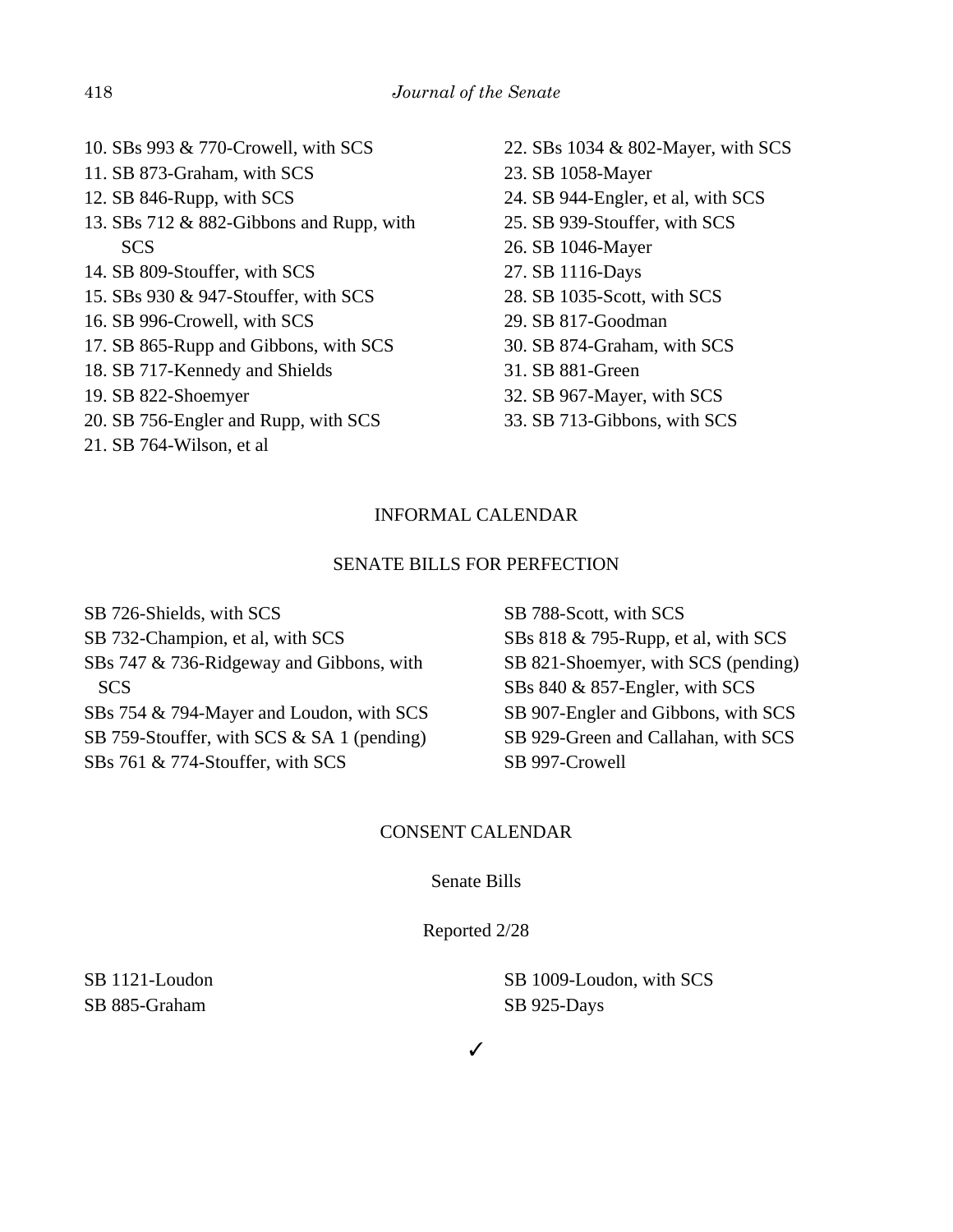10. SBs 993 & 770-Crowell, with SCS
11. SB 873-Graham, with SCS
12. SB 846-Rupp, with SCS
13. SBs 712 & 882-Gibbons and Rupp, with SCS
14. SB 809-Stouffer, with SCS
15. SBs 930 & 947-Stouffer, with SCS
16. SB 996-Crowell, with SCS
17. SB 865-Rupp and Gibbons, with SCS
18. SB 717-Kennedy and Shields
19. SB 822-Shoemyer
20. SB 756-Engler and Rupp, with SCS
21. SB 764-Wilson, et al
22. SBs 1034 & 802-Mayer, with SCS
23. SB 1058-Mayer
24. SB 944-Engler, et al, with SCS
25. SB 939-Stouffer, with SCS
26. SB 1046-Mayer
27. SB 1116-Days
28. SB 1035-Scott, with SCS
29. SB 817-Goodman
30. SB 874-Graham, with SCS
31. SB 881-Green
32. SB 967-Mayer, with SCS
33. SB 713-Gibbons, with SCS

## INFORMAL CALENDAR

### SENATE BILLS FOR PERFECTION

SB 726-Shields, with SCS
SB 732-Champion, et al, with SCS
SBs 747 & 736-Ridgeway and Gibbons, with SCS
SBs 754 & 794-Mayer and Loudon, with SCS
SB 759-Stouffer, with SCS & SA 1 (pending)
SBs 761 & 774-Stouffer, with SCS
SB 788-Scott, with SCS
SBs 818 & 795-Rupp, et al, with SCS
SB 821-Shoemyer, with SCS (pending)
SBs 840 & 857-Engler, with SCS
SB 907-Engler and Gibbons, with SCS
SB 929-Green and Callahan, with SCS
SB 997-Crowell

## CONSENT CALENDAR

### Senate Bills

Reported 2/28

SB 1121-Loudon
SB 885-Graham
SB 1009-Loudon, with SCS
SB 925-Days

✓